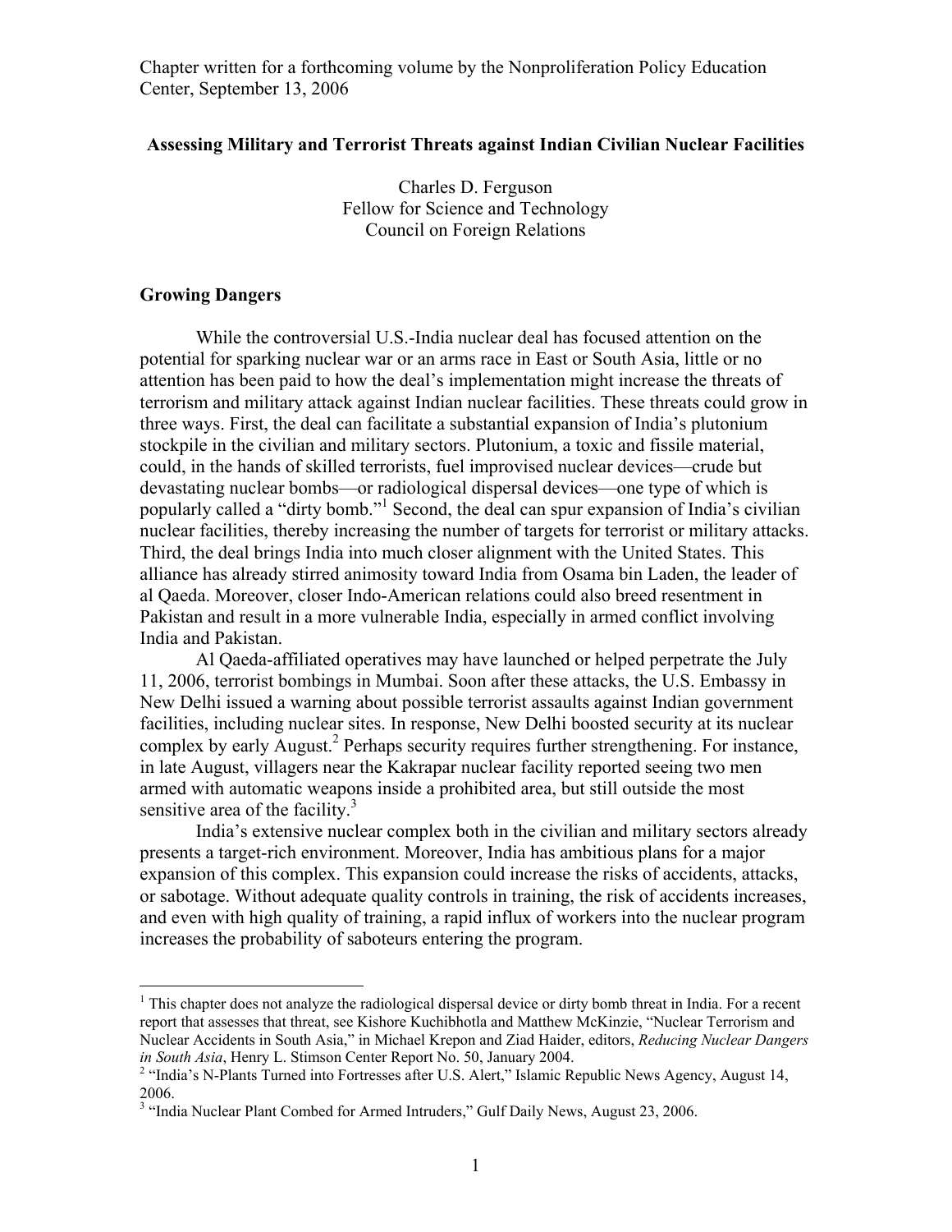Chapter written for a forthcoming volume by the Nonproliferation Policy Education Center, September 13, 2006

# Assessing Military and Terrorist Threats against Indian Civilian Nuclear Facilities

Charles D. Ferguson
Fellow for Science and Technology
Council on Foreign Relations

## Growing Dangers

While the controversial U.S.-India nuclear deal has focused attention on the potential for sparking nuclear war or an arms race in East or South Asia, little or no attention has been paid to how the deal's implementation might increase the threats of terrorism and military attack against Indian nuclear facilities. These threats could grow in three ways. First, the deal can facilitate a substantial expansion of India's plutonium stockpile in the civilian and military sectors. Plutonium, a toxic and fissile material, could, in the hands of skilled terrorists, fuel improvised nuclear devices—crude but devastating nuclear bombs—or radiological dispersal devices—one type of which is popularly called a "dirty bomb."[1] Second, the deal can spur expansion of India's civilian nuclear facilities, thereby increasing the number of targets for terrorist or military attacks. Third, the deal brings India into much closer alignment with the United States. This alliance has already stirred animosity toward India from Osama bin Laden, the leader of al Qaeda. Moreover, closer Indo-American relations could also breed resentment in Pakistan and result in a more vulnerable India, especially in armed conflict involving India and Pakistan.

Al Qaeda-affiliated operatives may have launched or helped perpetrate the July 11, 2006, terrorist bombings in Mumbai. Soon after these attacks, the U.S. Embassy in New Delhi issued a warning about possible terrorist assaults against Indian government facilities, including nuclear sites. In response, New Delhi boosted security at its nuclear complex by early August.[2] Perhaps security requires further strengthening. For instance, in late August, villagers near the Kakrapar nuclear facility reported seeing two men armed with automatic weapons inside a prohibited area, but still outside the most sensitive area of the facility.[3]

India's extensive nuclear complex both in the civilian and military sectors already presents a target-rich environment. Moreover, India has ambitious plans for a major expansion of this complex. This expansion could increase the risks of accidents, attacks, or sabotage. Without adequate quality controls in training, the risk of accidents increases, and even with high quality of training, a rapid influx of workers into the nuclear program increases the probability of saboteurs entering the program.

---

[1] This chapter does not analyze the radiological dispersal device or dirty bomb threat in India. For a recent report that assesses that threat, see Kishore Kuchibhotla and Matthew McKinzie, "Nuclear Terrorism and Nuclear Accidents in South Asia," in Michael Krepon and Ziad Haider, editors, *Reducing Nuclear Dangers in South Asia*, Henry L. Stimson Center Report No. 50, January 2004.

[2] "India's N-Plants Turned into Fortresses after U.S. Alert," Islamic Republic News Agency, August 14, 2006.

[3] "India Nuclear Plant Combed for Armed Intruders," Gulf Daily News, August 23, 2006.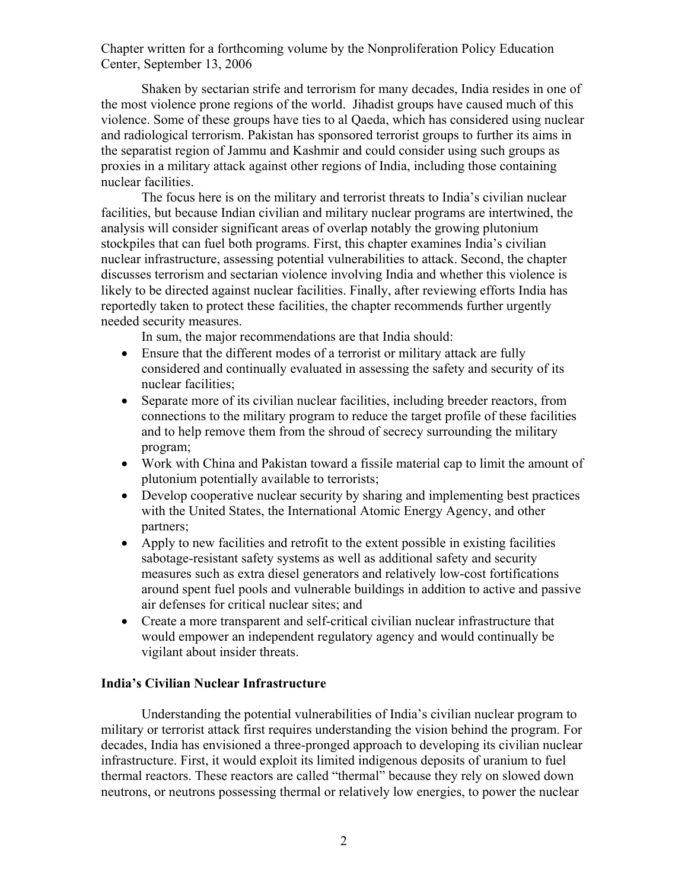Chapter written for a forthcoming volume by the Nonproliferation Policy Education Center, September 13, 2006

Shaken by sectarian strife and terrorism for many decades, India resides in one of the most violence prone regions of the world. Jihadist groups have caused much of this violence. Some of these groups have ties to al Qaeda, which has considered using nuclear and radiological terrorism. Pakistan has sponsored terrorist groups to further its aims in the separatist region of Jammu and Kashmir and could consider using such groups as proxies in a military attack against other regions of India, including those containing nuclear facilities.

The focus here is on the military and terrorist threats to India's civilian nuclear facilities, but because Indian civilian and military nuclear programs are intertwined, the analysis will consider significant areas of overlap notably the growing plutonium stockpiles that can fuel both programs. First, this chapter examines India's civilian nuclear infrastructure, assessing potential vulnerabilities to attack. Second, the chapter discusses terrorism and sectarian violence involving India and whether this violence is likely to be directed against nuclear facilities. Finally, after reviewing efforts India has reportedly taken to protect these facilities, the chapter recommends further urgently needed security measures.

In sum, the major recommendations are that India should:

- Ensure that the different modes of a terrorist or military attack are fully considered and continually evaluated in assessing the safety and security of its nuclear facilities;
- Separate more of its civilian nuclear facilities, including breeder reactors, from connections to the military program to reduce the target profile of these facilities and to help remove them from the shroud of secrecy surrounding the military program;
- Work with China and Pakistan toward a fissile material cap to limit the amount of plutonium potentially available to terrorists;
- Develop cooperative nuclear security by sharing and implementing best practices with the United States, the International Atomic Energy Agency, and other partners;
- Apply to new facilities and retrofit to the extent possible in existing facilities sabotage-resistant safety systems as well as additional safety and security measures such as extra diesel generators and relatively low-cost fortifications around spent fuel pools and vulnerable buildings in addition to active and passive air defenses for critical nuclear sites; and
- Create a more transparent and self-critical civilian nuclear infrastructure that would empower an independent regulatory agency and would continually be vigilant about insider threats.

## India's Civilian Nuclear Infrastructure

Understanding the potential vulnerabilities of India's civilian nuclear program to military or terrorist attack first requires understanding the vision behind the program. For decades, India has envisioned a three-pronged approach to developing its civilian nuclear infrastructure. First, it would exploit its limited indigenous deposits of uranium to fuel thermal reactors. These reactors are called "thermal" because they rely on slowed down neutrons, or neutrons possessing thermal or relatively low energies, to power the nuclear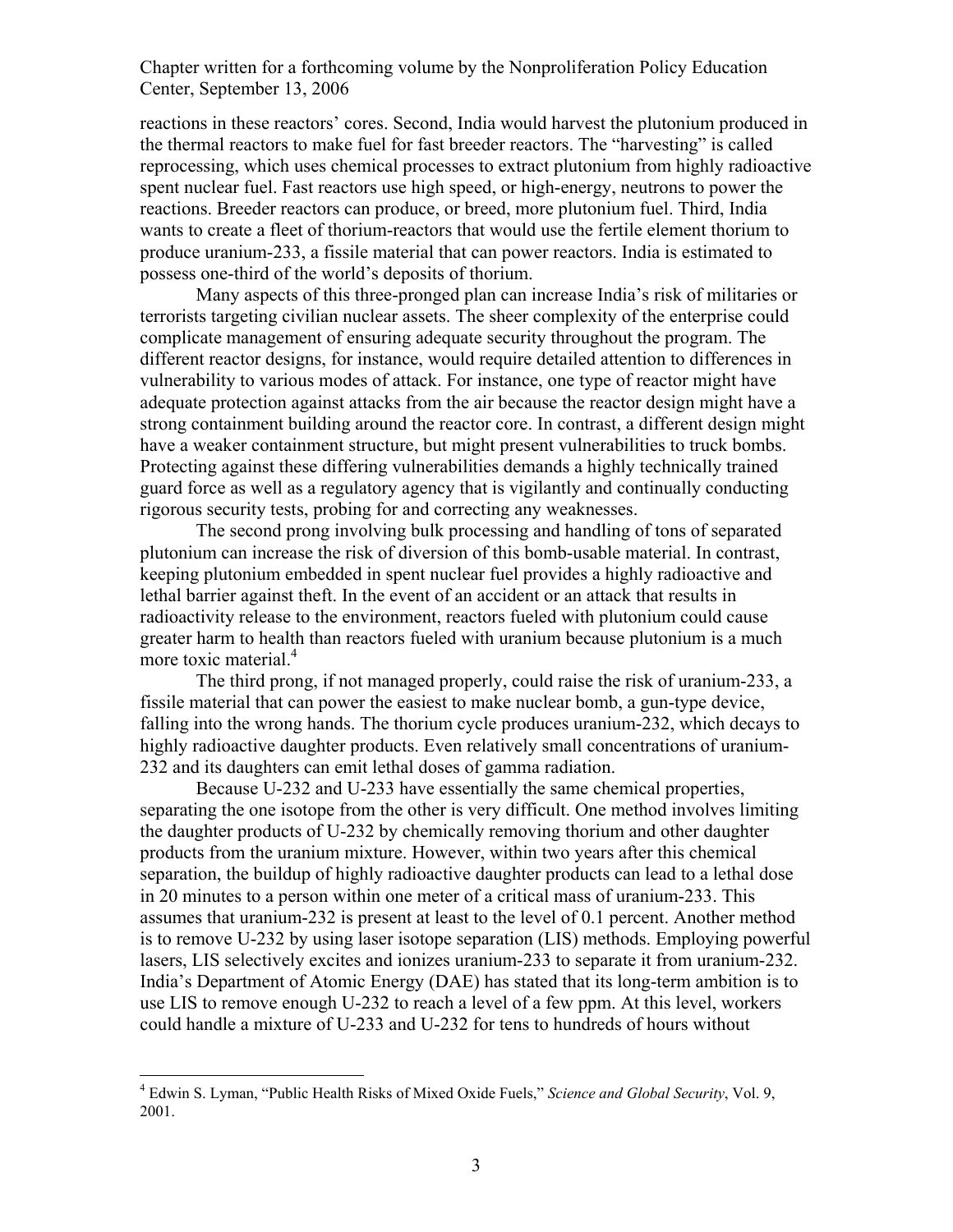reactions in these reactors' cores. Second, India would harvest the plutonium produced in the thermal reactors to make fuel for fast breeder reactors. The "harvesting" is called reprocessing, which uses chemical processes to extract plutonium from highly radioactive spent nuclear fuel. Fast reactors use high speed, or high-energy, neutrons to power the reactions. Breeder reactors can produce, or breed, more plutonium fuel. Third, India wants to create a fleet of thorium-reactors that would use the fertile element thorium to produce uranium-233, a fissile material that can power reactors. India is estimated to possess one-third of the world's deposits of thorium.

Many aspects of this three-pronged plan can increase India's risk of militaries or terrorists targeting civilian nuclear assets. The sheer complexity of the enterprise could complicate management of ensuring adequate security throughout the program. The different reactor designs, for instance, would require detailed attention to differences in vulnerability to various modes of attack. For instance, one type of reactor might have adequate protection against attacks from the air because the reactor design might have a strong containment building around the reactor core. In contrast, a different design might have a weaker containment structure, but might present vulnerabilities to truck bombs. Protecting against these differing vulnerabilities demands a highly technically trained guard force as well as a regulatory agency that is vigilantly and continually conducting rigorous security tests, probing for and correcting any weaknesses.

The second prong involving bulk processing and handling of tons of separated plutonium can increase the risk of diversion of this bomb-usable material. In contrast, keeping plutonium embedded in spent nuclear fuel provides a highly radioactive and lethal barrier against theft. In the event of an accident or an attack that results in radioactivity release to the environment, reactors fueled with plutonium could cause greater harm to health than reactors fueled with uranium because plutonium is a much more toxic material.[4]

The third prong, if not managed properly, could raise the risk of uranium-233, a fissile material that can power the easiest to make nuclear bomb, a gun-type device, falling into the wrong hands. The thorium cycle produces uranium-232, which decays to highly radioactive daughter products. Even relatively small concentrations of uranium-232 and its daughters can emit lethal doses of gamma radiation.

Because U-232 and U-233 have essentially the same chemical properties, separating the one isotope from the other is very difficult. One method involves limiting the daughter products of U-232 by chemically removing thorium and other daughter products from the uranium mixture. However, within two years after this chemical separation, the buildup of highly radioactive daughter products can lead to a lethal dose in 20 minutes to a person within one meter of a critical mass of uranium-233. This assumes that uranium-232 is present at least to the level of 0.1 percent. Another method is to remove U-232 by using laser isotope separation (LIS) methods. Employing powerful lasers, LIS selectively excites and ionizes uranium-233 to separate it from uranium-232. India's Department of Atomic Energy (DAE) has stated that its long-term ambition is to use LIS to remove enough U-232 to reach a level of a few ppm. At this level, workers could handle a mixture of U-233 and U-232 for tens to hundreds of hours without

---

[4] Edwin S. Lyman, "Public Health Risks of Mixed Oxide Fuels," *Science and Global Security*, Vol. 9, 2001.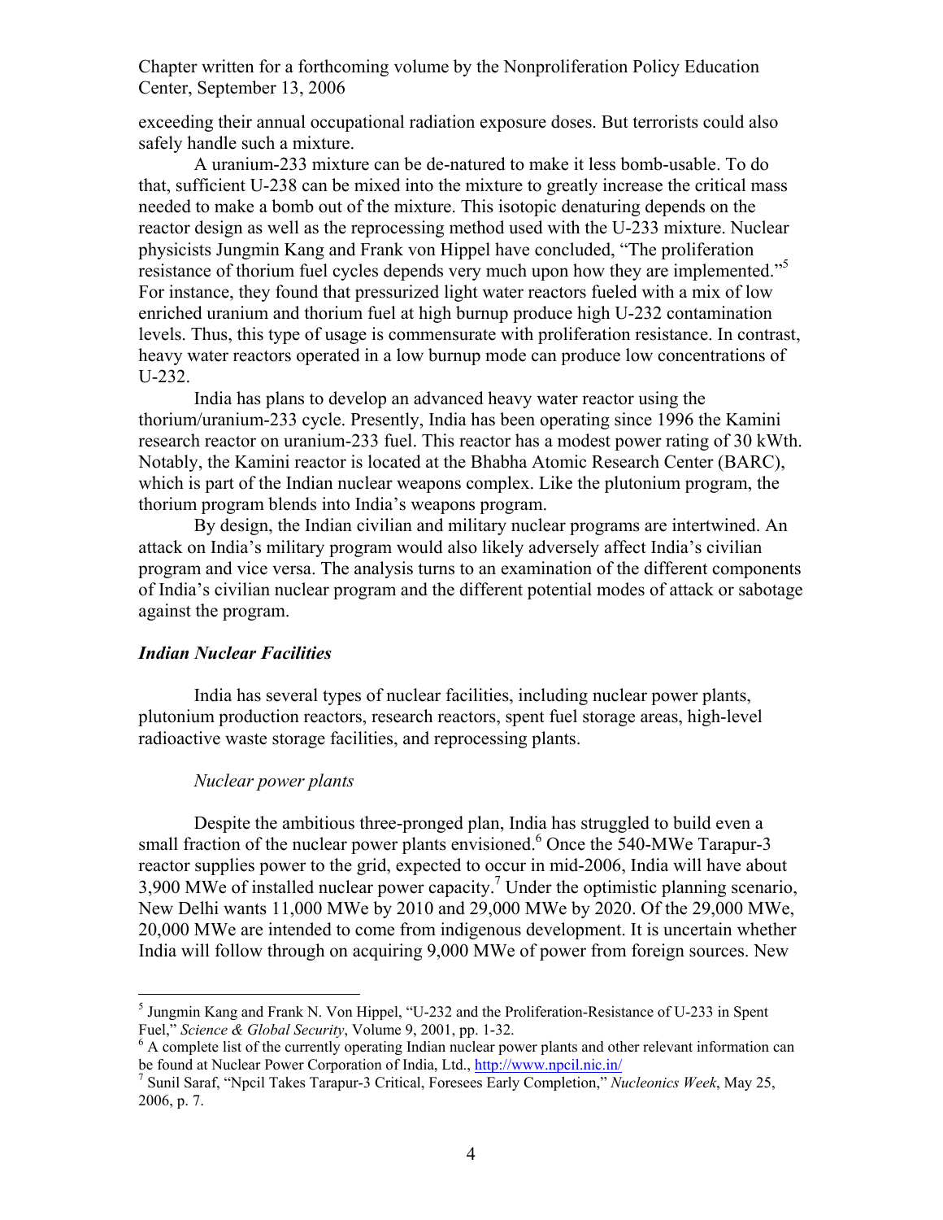exceeding their annual occupational radiation exposure doses. But terrorists could also safely handle such a mixture.

A uranium-233 mixture can be de-natured to make it less bomb-usable. To do that, sufficient U-238 can be mixed into the mixture to greatly increase the critical mass needed to make a bomb out of the mixture. This isotopic denaturing depends on the reactor design as well as the reprocessing method used with the U-233 mixture. Nuclear physicists Jungmin Kang and Frank von Hippel have concluded, "The proliferation resistance of thorium fuel cycles depends very much upon how they are implemented."[5] For instance, they found that pressurized light water reactors fueled with a mix of low enriched uranium and thorium fuel at high burnup produce high U-232 contamination levels. Thus, this type of usage is commensurate with proliferation resistance. In contrast, heavy water reactors operated in a low burnup mode can produce low concentrations of U-232.

India has plans to develop an advanced heavy water reactor using the thorium/uranium-233 cycle. Presently, India has been operating since 1996 the Kamini research reactor on uranium-233 fuel. This reactor has a modest power rating of 30 kWth. Notably, the Kamini reactor is located at the Bhabha Atomic Research Center (BARC), which is part of the Indian nuclear weapons complex. Like the plutonium program, the thorium program blends into India's weapons program.

By design, the Indian civilian and military nuclear programs are intertwined. An attack on India's military program would also likely adversely affect India's civilian program and vice versa. The analysis turns to an examination of the different components of India's civilian nuclear program and the different potential modes of attack or sabotage against the program.

### *Indian Nuclear Facilities*

India has several types of nuclear facilities, including nuclear power plants, plutonium production reactors, research reactors, spent fuel storage areas, high-level radioactive waste storage facilities, and reprocessing plants.

#### *Nuclear power plants*

Despite the ambitious three-pronged plan, India has struggled to build even a small fraction of the nuclear power plants envisioned.[6] Once the 540-MWe Tarapur-3 reactor supplies power to the grid, expected to occur in mid-2006, India will have about 3,900 MWe of installed nuclear power capacity.[7] Under the optimistic planning scenario, New Delhi wants 11,000 MWe by 2010 and 29,000 MWe by 2020. Of the 29,000 MWe, 20,000 MWe are intended to come from indigenous development. It is uncertain whether India will follow through on acquiring 9,000 MWe of power from foreign sources. New

---

[5] Jungmin Kang and Frank N. Von Hippel, "U-232 and the Proliferation-Resistance of U-233 in Spent Fuel," *Science & Global Security*, Volume 9, 2001, pp. 1-32.

[6] A complete list of the currently operating Indian nuclear power plants and other relevant information can be found at Nuclear Power Corporation of India, Ltd., http://www.npcil.nic.in/

[7] Sunil Saraf, "Npcil Takes Tarapur-3 Critical, Foresees Early Completion," *Nucleonics Week*, May 25, 2006, p. 7.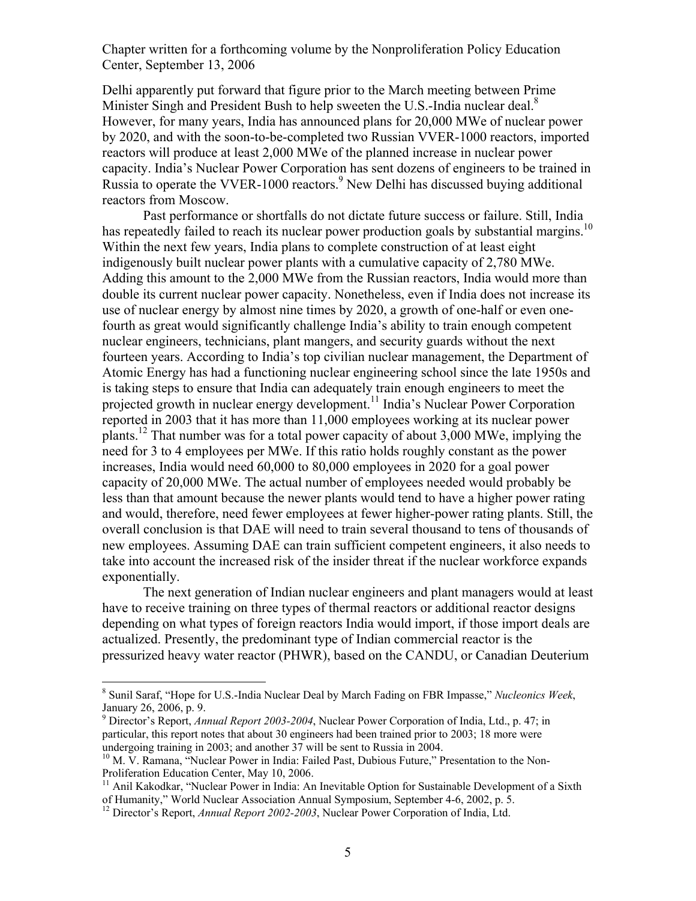Delhi apparently put forward that figure prior to the March meeting between Prime Minister Singh and President Bush to help sweeten the U.S.-India nuclear deal.[8] However, for many years, India has announced plans for 20,000 MWe of nuclear power by 2020, and with the soon-to-be-completed two Russian VVER-1000 reactors, imported reactors will produce at least 2,000 MWe of the planned increase in nuclear power capacity. India's Nuclear Power Corporation has sent dozens of engineers to be trained in Russia to operate the VVER-1000 reactors.[9] New Delhi has discussed buying additional reactors from Moscow.

Past performance or shortfalls do not dictate future success or failure. Still, India has repeatedly failed to reach its nuclear power production goals by substantial margins.[10] Within the next few years, India plans to complete construction of at least eight indigenously built nuclear power plants with a cumulative capacity of 2,780 MWe. Adding this amount to the 2,000 MWe from the Russian reactors, India would more than double its current nuclear power capacity. Nonetheless, even if India does not increase its use of nuclear energy by almost nine times by 2020, a growth of one-half or even one-fourth as great would significantly challenge India's ability to train enough competent nuclear engineers, technicians, plant mangers, and security guards without the next fourteen years. According to India's top civilian nuclear management, the Department of Atomic Energy has had a functioning nuclear engineering school since the late 1950s and is taking steps to ensure that India can adequately train enough engineers to meet the projected growth in nuclear energy development.[11] India's Nuclear Power Corporation reported in 2003 that it has more than 11,000 employees working at its nuclear power plants.[12] That number was for a total power capacity of about 3,000 MWe, implying the need for 3 to 4 employees per MWe. If this ratio holds roughly constant as the power increases, India would need 60,000 to 80,000 employees in 2020 for a goal power capacity of 20,000 MWe. The actual number of employees needed would probably be less than that amount because the newer plants would tend to have a higher power rating and would, therefore, need fewer employees at fewer higher-power rating plants. Still, the overall conclusion is that DAE will need to train several thousand to tens of thousands of new employees. Assuming DAE can train sufficient competent engineers, it also needs to take into account the increased risk of the insider threat if the nuclear workforce expands exponentially.

The next generation of Indian nuclear engineers and plant managers would at least have to receive training on three types of thermal reactors or additional reactor designs depending on what types of foreign reactors India would import, if those import deals are actualized. Presently, the predominant type of Indian commercial reactor is the pressurized heavy water reactor (PHWR), based on the CANDU, or Canadian Deuterium

---

[8] Sunil Saraf, "Hope for U.S.-India Nuclear Deal by March Fading on FBR Impasse," *Nucleonics Week*, January 26, 2006, p. 9.

[9] Director's Report, *Annual Report 2003-2004*, Nuclear Power Corporation of India, Ltd., p. 47; in particular, this report notes that about 30 engineers had been trained prior to 2003; 18 more were undergoing training in 2003; and another 37 will be sent to Russia in 2004.

[10] M. V. Ramana, "Nuclear Power in India: Failed Past, Dubious Future," Presentation to the Non-Proliferation Education Center, May 10, 2006.

[11] Anil Kakodkar, "Nuclear Power in India: An Inevitable Option for Sustainable Development of a Sixth of Humanity," World Nuclear Association Annual Symposium, September 4-6, 2002, p. 5.

[12] Director's Report, *Annual Report 2002-2003*, Nuclear Power Corporation of India, Ltd.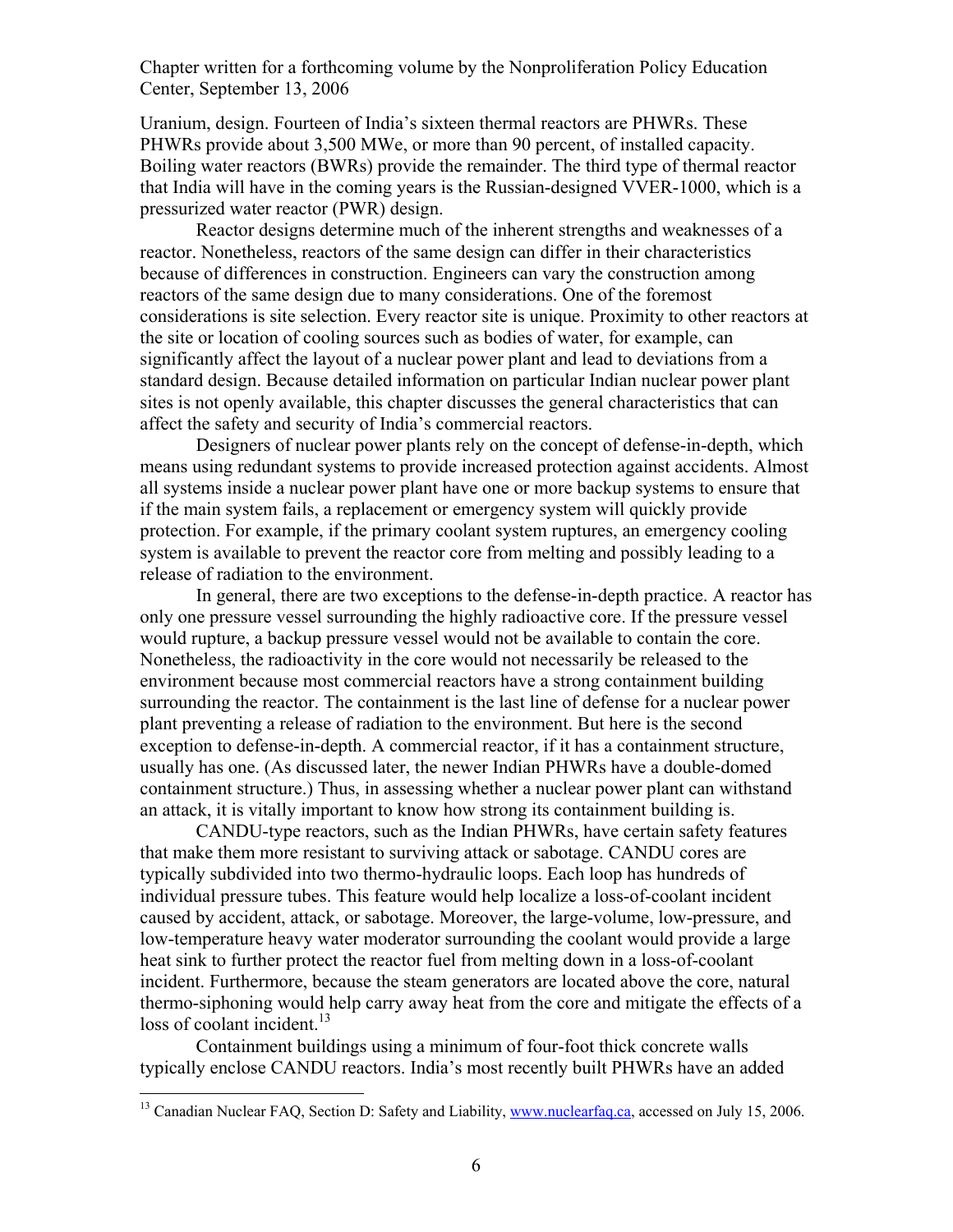Uranium, design. Fourteen of India's sixteen thermal reactors are PHWRs. These PHWRs provide about 3,500 MWe, or more than 90 percent, of installed capacity. Boiling water reactors (BWRs) provide the remainder. The third type of thermal reactor that India will have in the coming years is the Russian-designed VVER-1000, which is a pressurized water reactor (PWR) design.

Reactor designs determine much of the inherent strengths and weaknesses of a reactor. Nonetheless, reactors of the same design can differ in their characteristics because of differences in construction. Engineers can vary the construction among reactors of the same design due to many considerations. One of the foremost considerations is site selection. Every reactor site is unique. Proximity to other reactors at the site or location of cooling sources such as bodies of water, for example, can significantly affect the layout of a nuclear power plant and lead to deviations from a standard design. Because detailed information on particular Indian nuclear power plant sites is not openly available, this chapter discusses the general characteristics that can affect the safety and security of India's commercial reactors.

Designers of nuclear power plants rely on the concept of defense-in-depth, which means using redundant systems to provide increased protection against accidents. Almost all systems inside a nuclear power plant have one or more backup systems to ensure that if the main system fails, a replacement or emergency system will quickly provide protection. For example, if the primary coolant system ruptures, an emergency cooling system is available to prevent the reactor core from melting and possibly leading to a release of radiation to the environment.

In general, there are two exceptions to the defense-in-depth practice. A reactor has only one pressure vessel surrounding the highly radioactive core. If the pressure vessel would rupture, a backup pressure vessel would not be available to contain the core. Nonetheless, the radioactivity in the core would not necessarily be released to the environment because most commercial reactors have a strong containment building surrounding the reactor. The containment is the last line of defense for a nuclear power plant preventing a release of radiation to the environment. But here is the second exception to defense-in-depth. A commercial reactor, if it has a containment structure, usually has one. (As discussed later, the newer Indian PHWRs have a double-domed containment structure.) Thus, in assessing whether a nuclear power plant can withstand an attack, it is vitally important to know how strong its containment building is.

CANDU-type reactors, such as the Indian PHWRs, have certain safety features that make them more resistant to surviving attack or sabotage. CANDU cores are typically subdivided into two thermo-hydraulic loops. Each loop has hundreds of individual pressure tubes. This feature would help localize a loss-of-coolant incident caused by accident, attack, or sabotage. Moreover, the large-volume, low-pressure, and low-temperature heavy water moderator surrounding the coolant would provide a large heat sink to further protect the reactor fuel from melting down in a loss-of-coolant incident. Furthermore, because the steam generators are located above the core, natural thermo-siphoning would help carry away heat from the core and mitigate the effects of a loss of coolant incident.[13]

Containment buildings using a minimum of four-foot thick concrete walls typically enclose CANDU reactors. India's most recently built PHWRs have an added

[13] Canadian Nuclear FAQ, Section D: Safety and Liability, www.nuclearfaq.ca, accessed on July 15, 2006.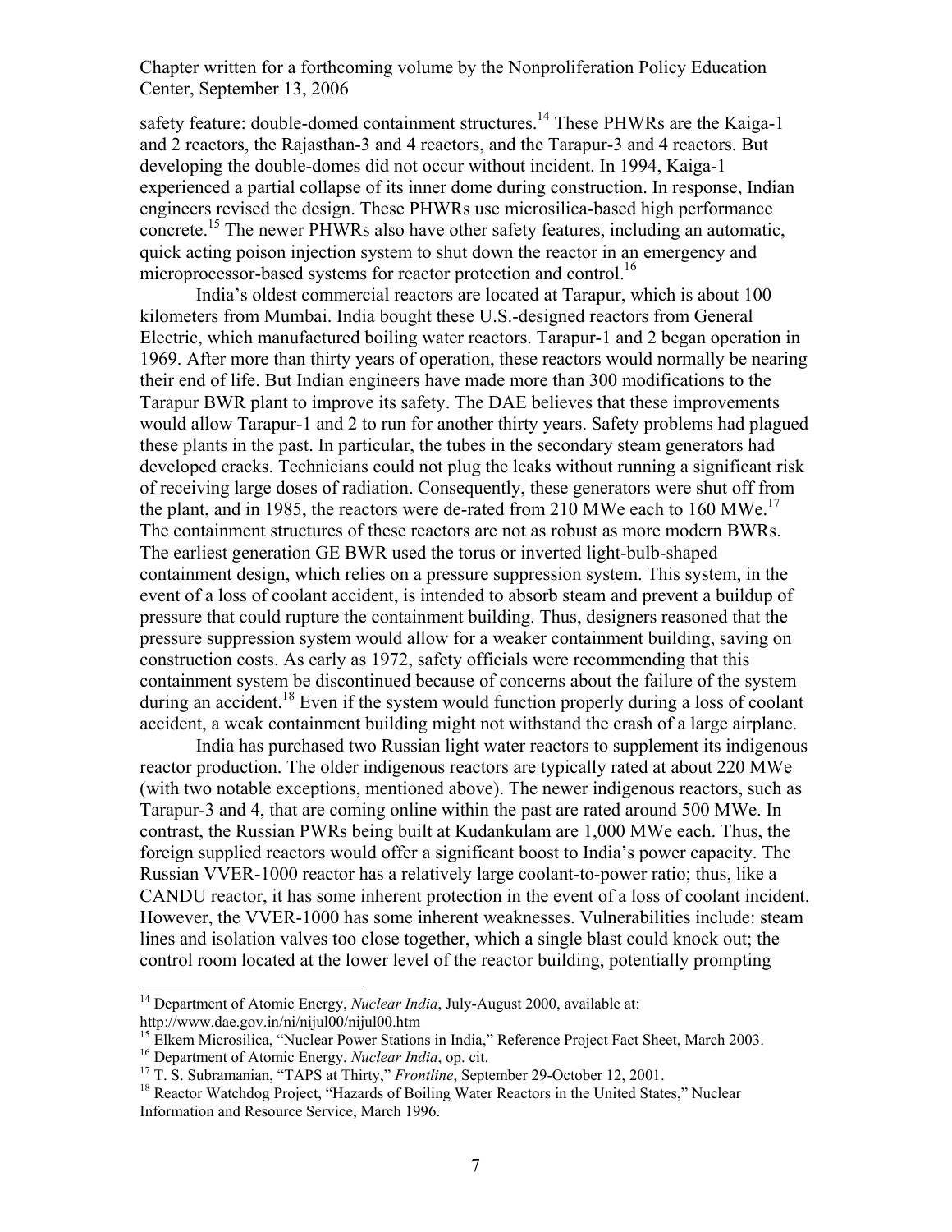safety feature: double-domed containment structures.[14] These PHWRs are the Kaiga-1 and 2 reactors, the Rajasthan-3 and 4 reactors, and the Tarapur-3 and 4 reactors. But developing the double-domes did not occur without incident. In 1994, Kaiga-1 experienced a partial collapse of its inner dome during construction. In response, Indian engineers revised the design. These PHWRs use microsilica-based high performance concrete.[15] The newer PHWRs also have other safety features, including an automatic, quick acting poison injection system to shut down the reactor in an emergency and microprocessor-based systems for reactor protection and control.[16]

India's oldest commercial reactors are located at Tarapur, which is about 100 kilometers from Mumbai. India bought these U.S.-designed reactors from General Electric, which manufactured boiling water reactors. Tarapur-1 and 2 began operation in 1969. After more than thirty years of operation, these reactors would normally be nearing their end of life. But Indian engineers have made more than 300 modifications to the Tarapur BWR plant to improve its safety. The DAE believes that these improvements would allow Tarapur-1 and 2 to run for another thirty years. Safety problems had plagued these plants in the past. In particular, the tubes in the secondary steam generators had developed cracks. Technicians could not plug the leaks without running a significant risk of receiving large doses of radiation. Consequently, these generators were shut off from the plant, and in 1985, the reactors were de-rated from 210 MWe each to 160 MWe.[17] The containment structures of these reactors are not as robust as more modern BWRs. The earliest generation GE BWR used the torus or inverted light-bulb-shaped containment design, which relies on a pressure suppression system. This system, in the event of a loss of coolant accident, is intended to absorb steam and prevent a buildup of pressure that could rupture the containment building. Thus, designers reasoned that the pressure suppression system would allow for a weaker containment building, saving on construction costs. As early as 1972, safety officials were recommending that this containment system be discontinued because of concerns about the failure of the system during an accident.[18] Even if the system would function properly during a loss of coolant accident, a weak containment building might not withstand the crash of a large airplane.

India has purchased two Russian light water reactors to supplement its indigenous reactor production. The older indigenous reactors are typically rated at about 220 MWe (with two notable exceptions, mentioned above). The newer indigenous reactors, such as Tarapur-3 and 4, that are coming online within the past are rated around 500 MWe. In contrast, the Russian PWRs being built at Kudankulam are 1,000 MWe each. Thus, the foreign supplied reactors would offer a significant boost to India's power capacity. The Russian VVER-1000 reactor has a relatively large coolant-to-power ratio; thus, like a CANDU reactor, it has some inherent protection in the event of a loss of coolant incident. However, the VVER-1000 has some inherent weaknesses. Vulnerabilities include: steam lines and isolation valves too close together, which a single blast could knock out; the control room located at the lower level of the reactor building, potentially prompting

---

[14] Department of Atomic Energy, *Nuclear India*, July-August 2000, available at: http://www.dae.gov.in/ni/nijul00/nijul00.htm

[15] Elkem Microsilica, "Nuclear Power Stations in India," Reference Project Fact Sheet, March 2003.

[16] Department of Atomic Energy, *Nuclear India*, op. cit.

[17] T. S. Subramanian, "TAPS at Thirty," *Frontline*, September 29-October 12, 2001.

[18] Reactor Watchdog Project, "Hazards of Boiling Water Reactors in the United States," Nuclear Information and Resource Service, March 1996.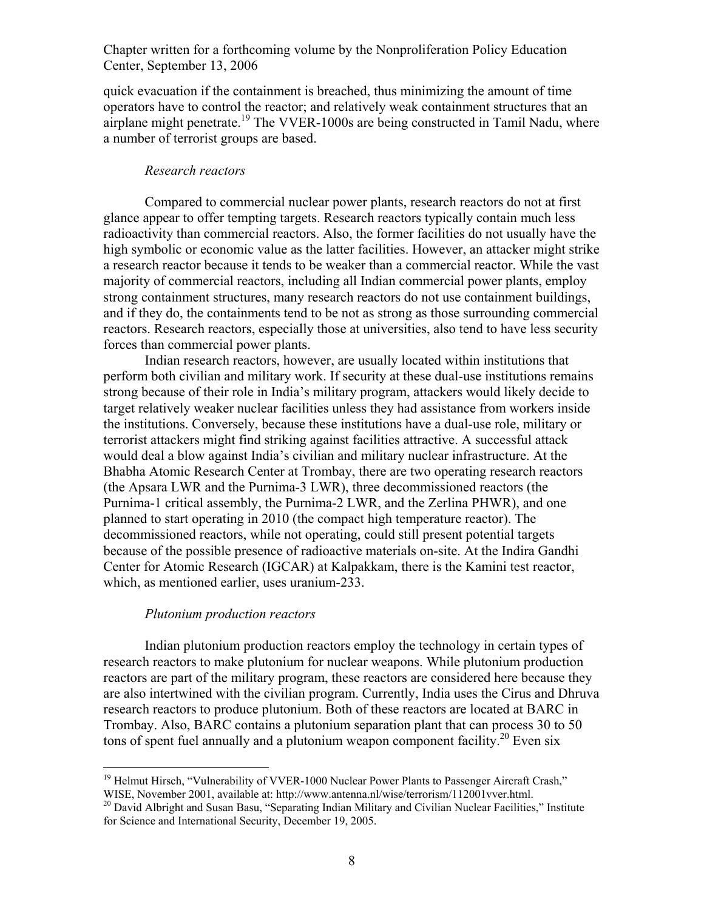quick evacuation if the containment is breached, thus minimizing the amount of time operators have to control the reactor; and relatively weak containment structures that an airplane might penetrate.[19] The VVER-1000s are being constructed in Tamil Nadu, where a number of terrorist groups are based.

*Research reactors*

Compared to commercial nuclear power plants, research reactors do not at first glance appear to offer tempting targets. Research reactors typically contain much less radioactivity than commercial reactors. Also, the former facilities do not usually have the high symbolic or economic value as the latter facilities. However, an attacker might strike a research reactor because it tends to be weaker than a commercial reactor. While the vast majority of commercial reactors, including all Indian commercial power plants, employ strong containment structures, many research reactors do not use containment buildings, and if they do, the containments tend to be not as strong as those surrounding commercial reactors. Research reactors, especially those at universities, also tend to have less security forces than commercial power plants.

Indian research reactors, however, are usually located within institutions that perform both civilian and military work. If security at these dual-use institutions remains strong because of their role in India's military program, attackers would likely decide to target relatively weaker nuclear facilities unless they had assistance from workers inside the institutions. Conversely, because these institutions have a dual-use role, military or terrorist attackers might find striking against facilities attractive. A successful attack would deal a blow against India's civilian and military nuclear infrastructure. At the Bhabha Atomic Research Center at Trombay, there are two operating research reactors (the Apsara LWR and the Purnima-3 LWR), three decommissioned reactors (the Purnima-1 critical assembly, the Purnima-2 LWR, and the Zerlina PHWR), and one planned to start operating in 2010 (the compact high temperature reactor). The decommissioned reactors, while not operating, could still present potential targets because of the possible presence of radioactive materials on-site. At the Indira Gandhi Center for Atomic Research (IGCAR) at Kalpakkam, there is the Kamini test reactor, which, as mentioned earlier, uses uranium-233.

*Plutonium production reactors*

Indian plutonium production reactors employ the technology in certain types of research reactors to make plutonium for nuclear weapons. While plutonium production reactors are part of the military program, these reactors are considered here because they are also intertwined with the civilian program. Currently, India uses the Cirus and Dhruva research reactors to produce plutonium. Both of these reactors are located at BARC in Trombay. Also, BARC contains a plutonium separation plant that can process 30 to 50 tons of spent fuel annually and a plutonium weapon component facility.[20] Even six

---

[19] Helmut Hirsch, "Vulnerability of VVER-1000 Nuclear Power Plants to Passenger Aircraft Crash," WISE, November 2001, available at: http://www.antenna.nl/wise/terrorism/112001vver.html.

[20] David Albright and Susan Basu, "Separating Indian Military and Civilian Nuclear Facilities," Institute for Science and International Security, December 19, 2005.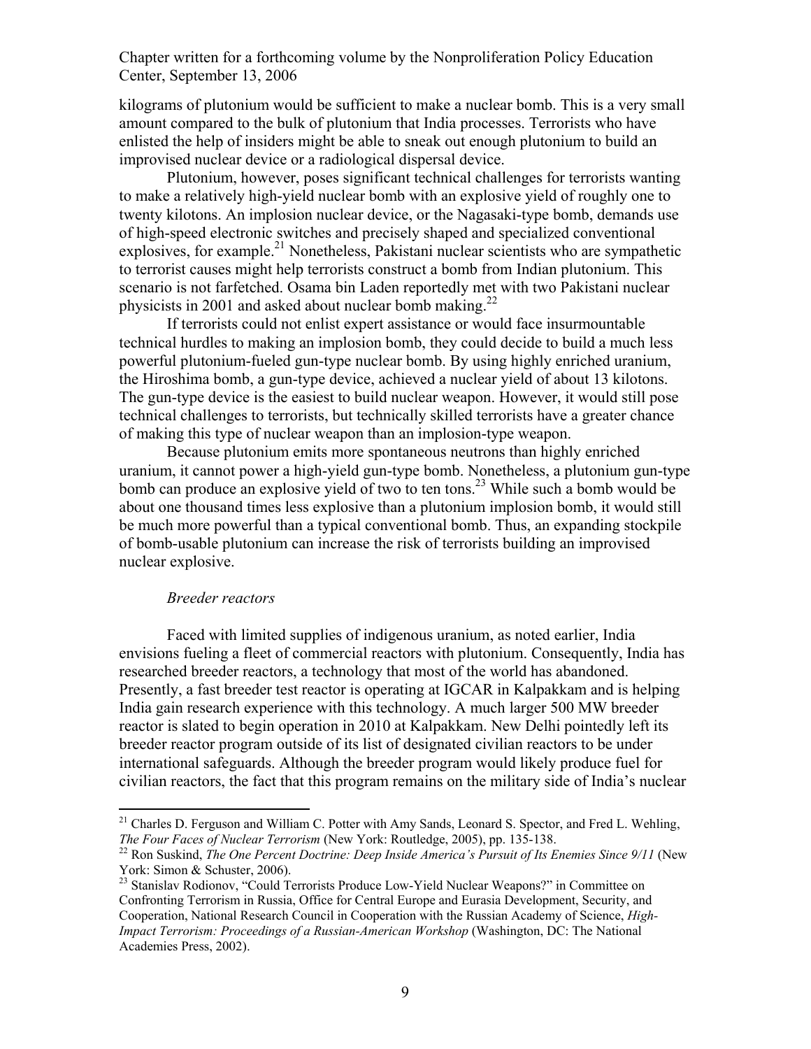kilograms of plutonium would be sufficient to make a nuclear bomb. This is a very small amount compared to the bulk of plutonium that India processes. Terrorists who have enlisted the help of insiders might be able to sneak out enough plutonium to build an improvised nuclear device or a radiological dispersal device.

Plutonium, however, poses significant technical challenges for terrorists wanting to make a relatively high-yield nuclear bomb with an explosive yield of roughly one to twenty kilotons. An implosion nuclear device, or the Nagasaki-type bomb, demands use of high-speed electronic switches and precisely shaped and specialized conventional explosives, for example.[21] Nonetheless, Pakistani nuclear scientists who are sympathetic to terrorist causes might help terrorists construct a bomb from Indian plutonium. This scenario is not farfetched. Osama bin Laden reportedly met with two Pakistani nuclear physicists in 2001 and asked about nuclear bomb making.[22]

If terrorists could not enlist expert assistance or would face insurmountable technical hurdles to making an implosion bomb, they could decide to build a much less powerful plutonium-fueled gun-type nuclear bomb. By using highly enriched uranium, the Hiroshima bomb, a gun-type device, achieved a nuclear yield of about 13 kilotons. The gun-type device is the easiest to build nuclear weapon. However, it would still pose technical challenges to terrorists, but technically skilled terrorists have a greater chance of making this type of nuclear weapon than an implosion-type weapon.

Because plutonium emits more spontaneous neutrons than highly enriched uranium, it cannot power a high-yield gun-type bomb. Nonetheless, a plutonium gun-type bomb can produce an explosive yield of two to ten tons.[23] While such a bomb would be about one thousand times less explosive than a plutonium implosion bomb, it would still be much more powerful than a typical conventional bomb. Thus, an expanding stockpile of bomb-usable plutonium can increase the risk of terrorists building an improvised nuclear explosive.

*Breeder reactors*

Faced with limited supplies of indigenous uranium, as noted earlier, India envisions fueling a fleet of commercial reactors with plutonium. Consequently, India has researched breeder reactors, a technology that most of the world has abandoned. Presently, a fast breeder test reactor is operating at IGCAR in Kalpakkam and is helping India gain research experience with this technology. A much larger 500 MW breeder reactor is slated to begin operation in 2010 at Kalpakkam. New Delhi pointedly left its breeder reactor program outside of its list of designated civilian reactors to be under international safeguards. Although the breeder program would likely produce fuel for civilian reactors, the fact that this program remains on the military side of India's nuclear

---

[21] Charles D. Ferguson and William C. Potter with Amy Sands, Leonard S. Spector, and Fred L. Wehling, *The Four Faces of Nuclear Terrorism* (New York: Routledge, 2005), pp. 135-138.

[22] Ron Suskind, *The One Percent Doctrine: Deep Inside America's Pursuit of Its Enemies Since 9/11* (New York: Simon & Schuster, 2006).

[23] Stanislav Rodionov, "Could Terrorists Produce Low-Yield Nuclear Weapons?" in Committee on Confronting Terrorism in Russia, Office for Central Europe and Eurasia Development, Security, and Cooperation, National Research Council in Cooperation with the Russian Academy of Science, *High-Impact Terrorism: Proceedings of a Russian-American Workshop* (Washington, DC: The National Academies Press, 2002).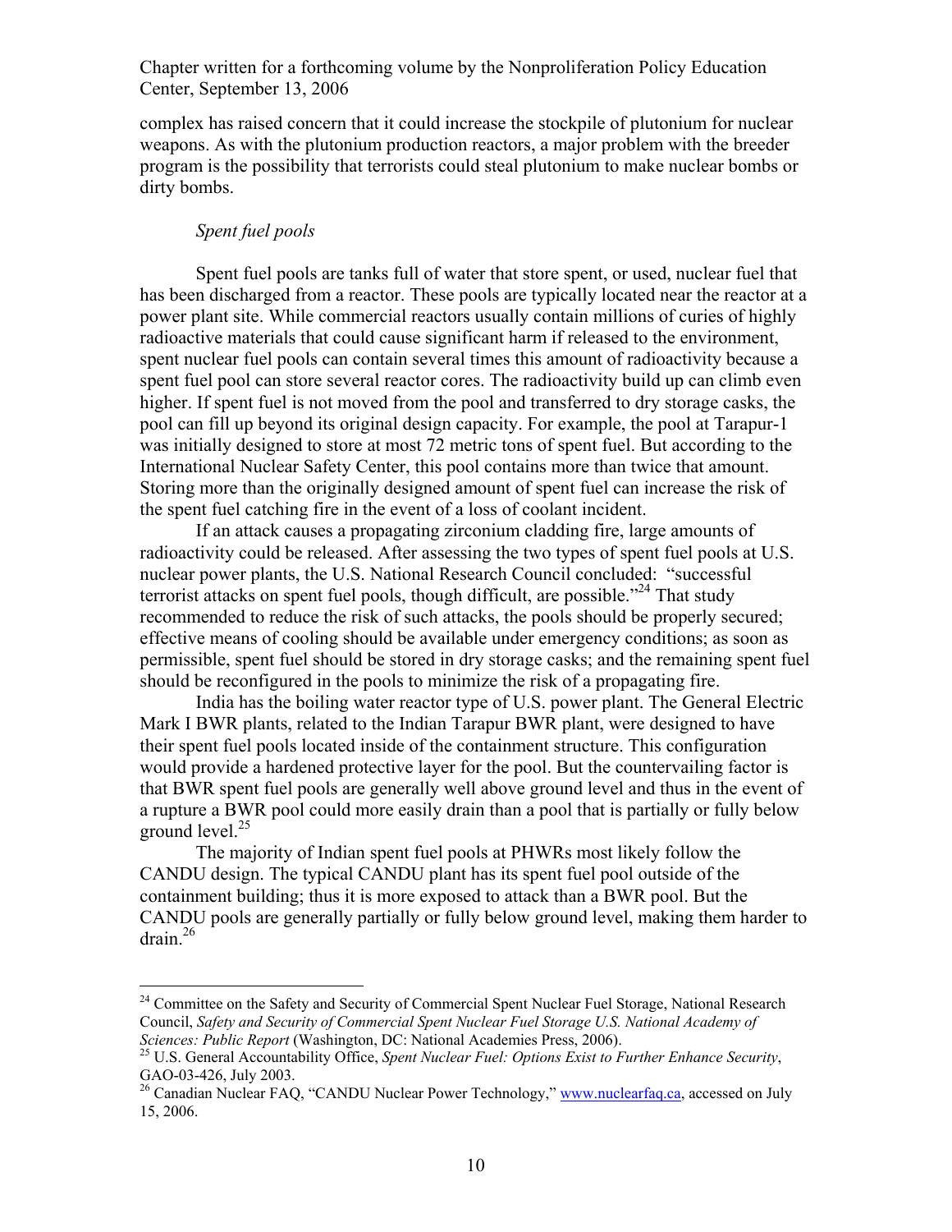complex has raised concern that it could increase the stockpile of plutonium for nuclear weapons. As with the plutonium production reactors, a major problem with the breeder program is the possibility that terrorists could steal plutonium to make nuclear bombs or dirty bombs.

*Spent fuel pools*

Spent fuel pools are tanks full of water that store spent, or used, nuclear fuel that has been discharged from a reactor. These pools are typically located near the reactor at a power plant site. While commercial reactors usually contain millions of curies of highly radioactive materials that could cause significant harm if released to the environment, spent nuclear fuel pools can contain several times this amount of radioactivity because a spent fuel pool can store several reactor cores. The radioactivity build up can climb even higher. If spent fuel is not moved from the pool and transferred to dry storage casks, the pool can fill up beyond its original design capacity. For example, the pool at Tarapur-1 was initially designed to store at most 72 metric tons of spent fuel. But according to the International Nuclear Safety Center, this pool contains more than twice that amount. Storing more than the originally designed amount of spent fuel can increase the risk of the spent fuel catching fire in the event of a loss of coolant incident.

If an attack causes a propagating zirconium cladding fire, large amounts of radioactivity could be released. After assessing the two types of spent fuel pools at U.S. nuclear power plants, the U.S. National Research Council concluded: "successful terrorist attacks on spent fuel pools, though difficult, are possible."[24] That study recommended to reduce the risk of such attacks, the pools should be properly secured; effective means of cooling should be available under emergency conditions; as soon as permissible, spent fuel should be stored in dry storage casks; and the remaining spent fuel should be reconfigured in the pools to minimize the risk of a propagating fire.

India has the boiling water reactor type of U.S. power plant. The General Electric Mark I BWR plants, related to the Indian Tarapur BWR plant, were designed to have their spent fuel pools located inside of the containment structure. This configuration would provide a hardened protective layer for the pool. But the countervailing factor is that BWR spent fuel pools are generally well above ground level and thus in the event of a rupture a BWR pool could more easily drain than a pool that is partially or fully below ground level.[25]

The majority of Indian spent fuel pools at PHWRs most likely follow the CANDU design. The typical CANDU plant has its spent fuel pool outside of the containment building; thus it is more exposed to attack than a BWR pool. But the CANDU pools are generally partially or fully below ground level, making them harder to drain.[26]

---

[24] Committee on the Safety and Security of Commercial Spent Nuclear Fuel Storage, National Research Council, *Safety and Security of Commercial Spent Nuclear Fuel Storage U.S. National Academy of Sciences: Public Report* (Washington, DC: National Academies Press, 2006).

[25] U.S. General Accountability Office, *Spent Nuclear Fuel: Options Exist to Further Enhance Security*, GAO-03-426, July 2003.

[26] Canadian Nuclear FAQ, "CANDU Nuclear Power Technology," www.nuclearfaq.ca, accessed on July 15, 2006.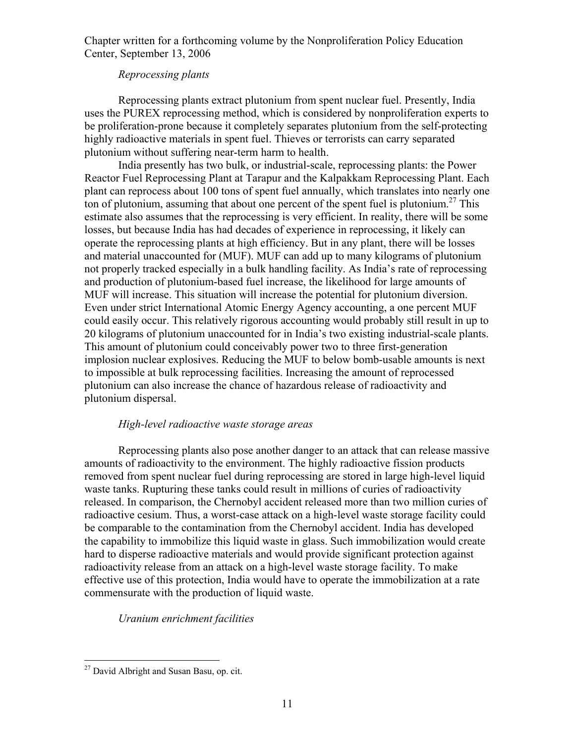*Reprocessing plants*

Reprocessing plants extract plutonium from spent nuclear fuel. Presently, India uses the PUREX reprocessing method, which is considered by nonproliferation experts to be proliferation-prone because it completely separates plutonium from the self-protecting highly radioactive materials in spent fuel. Thieves or terrorists can carry separated plutonium without suffering near-term harm to health.

India presently has two bulk, or industrial-scale, reprocessing plants: the Power Reactor Fuel Reprocessing Plant at Tarapur and the Kalpakkam Reprocessing Plant. Each plant can reprocess about 100 tons of spent fuel annually, which translates into nearly one ton of plutonium, assuming that about one percent of the spent fuel is plutonium.[27] This estimate also assumes that the reprocessing is very efficient. In reality, there will be some losses, but because India has had decades of experience in reprocessing, it likely can operate the reprocessing plants at high efficiency. But in any plant, there will be losses and material unaccounted for (MUF). MUF can add up to many kilograms of plutonium not properly tracked especially in a bulk handling facility. As India's rate of reprocessing and production of plutonium-based fuel increase, the likelihood for large amounts of MUF will increase. This situation will increase the potential for plutonium diversion. Even under strict International Atomic Energy Agency accounting, a one percent MUF could easily occur. This relatively rigorous accounting would probably still result in up to 20 kilograms of plutonium unaccounted for in India's two existing industrial-scale plants. This amount of plutonium could conceivably power two to three first-generation implosion nuclear explosives. Reducing the MUF to below bomb-usable amounts is next to impossible at bulk reprocessing facilities. Increasing the amount of reprocessed plutonium can also increase the chance of hazardous release of radioactivity and plutonium dispersal.

*High-level radioactive waste storage areas*

Reprocessing plants also pose another danger to an attack that can release massive amounts of radioactivity to the environment. The highly radioactive fission products removed from spent nuclear fuel during reprocessing are stored in large high-level liquid waste tanks. Rupturing these tanks could result in millions of curies of radioactivity released. In comparison, the Chernobyl accident released more than two million curies of radioactive cesium. Thus, a worst-case attack on a high-level waste storage facility could be comparable to the contamination from the Chernobyl accident. India has developed the capability to immobilize this liquid waste in glass. Such immobilization would create hard to disperse radioactive materials and would provide significant protection against radioactivity release from an attack on a high-level waste storage facility. To make effective use of this protection, India would have to operate the immobilization at a rate commensurate with the production of liquid waste.

*Uranium enrichment facilities*

[27] David Albright and Susan Basu, op. cit.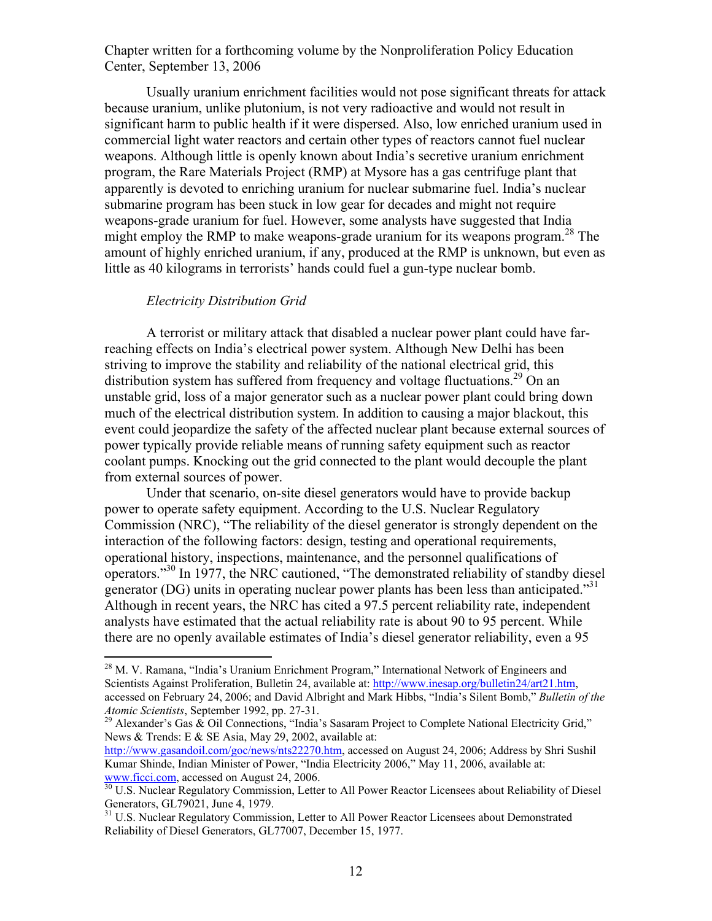Usually uranium enrichment facilities would not pose significant threats for attack because uranium, unlike plutonium, is not very radioactive and would not result in significant harm to public health if it were dispersed. Also, low enriched uranium used in commercial light water reactors and certain other types of reactors cannot fuel nuclear weapons. Although little is openly known about India's secretive uranium enrichment program, the Rare Materials Project (RMP) at Mysore has a gas centrifuge plant that apparently is devoted to enriching uranium for nuclear submarine fuel. India's nuclear submarine program has been stuck in low gear for decades and might not require weapons-grade uranium for fuel. However, some analysts have suggested that India might employ the RMP to make weapons-grade uranium for its weapons program.[28] The amount of highly enriched uranium, if any, produced at the RMP is unknown, but even as little as 40 kilograms in terrorists' hands could fuel a gun-type nuclear bomb.

*Electricity Distribution Grid*

A terrorist or military attack that disabled a nuclear power plant could have far-reaching effects on India's electrical power system. Although New Delhi has been striving to improve the stability and reliability of the national electrical grid, this distribution system has suffered from frequency and voltage fluctuations.[29] On an unstable grid, loss of a major generator such as a nuclear power plant could bring down much of the electrical distribution system. In addition to causing a major blackout, this event could jeopardize the safety of the affected nuclear plant because external sources of power typically provide reliable means of running safety equipment such as reactor coolant pumps. Knocking out the grid connected to the plant would decouple the plant from external sources of power.

Under that scenario, on-site diesel generators would have to provide backup power to operate safety equipment. According to the U.S. Nuclear Regulatory Commission (NRC), "The reliability of the diesel generator is strongly dependent on the interaction of the following factors: design, testing and operational requirements, operational history, inspections, maintenance, and the personnel qualifications of operators."[30] In 1977, the NRC cautioned, "The demonstrated reliability of standby diesel generator (DG) units in operating nuclear power plants has been less than anticipated."[31] Although in recent years, the NRC has cited a 97.5 percent reliability rate, independent analysts have estimated that the actual reliability rate is about 90 to 95 percent. While there are no openly available estimates of India's diesel generator reliability, even a 95

---

[28] M. V. Ramana, "India's Uranium Enrichment Program," International Network of Engineers and Scientists Against Proliferation, Bulletin 24, available at: http://www.inesap.org/bulletin24/art21.htm, accessed on February 24, 2006; and David Albright and Mark Hibbs, "India's Silent Bomb," *Bulletin of the Atomic Scientists*, September 1992, pp. 27-31.

[29] Alexander's Gas & Oil Connections, "India's Sasaram Project to Complete National Electricity Grid," News & Trends: E & SE Asia, May 29, 2002, available at: http://www.gasandoil.com/goc/news/nts22270.htm, accessed on August 24, 2006; Address by Shri Sushil Kumar Shinde, Indian Minister of Power, "India Electricity 2006," May 11, 2006, available at: www.ficci.com, accessed on August 24, 2006.

[30] U.S. Nuclear Regulatory Commission, Letter to All Power Reactor Licensees about Reliability of Diesel Generators, GL79021, June 4, 1979.

[31] U.S. Nuclear Regulatory Commission, Letter to All Power Reactor Licensees about Demonstrated Reliability of Diesel Generators, GL77007, December 15, 1977.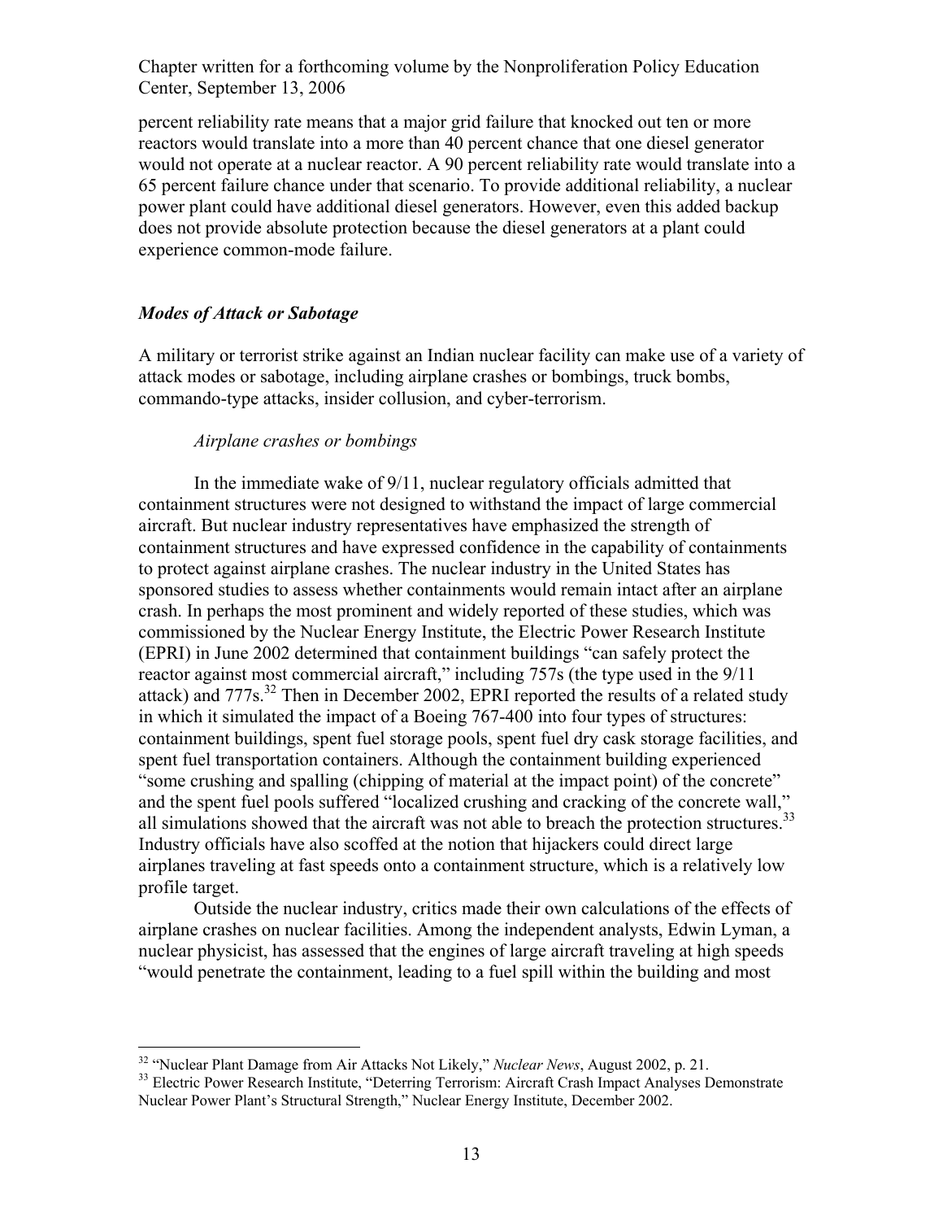percent reliability rate means that a major grid failure that knocked out ten or more reactors would translate into a more than 40 percent chance that one diesel generator would not operate at a nuclear reactor. A 90 percent reliability rate would translate into a 65 percent failure chance under that scenario. To provide additional reliability, a nuclear power plant could have additional diesel generators. However, even this added backup does not provide absolute protection because the diesel generators at a plant could experience common-mode failure.

### *Modes of Attack or Sabotage*

A military or terrorist strike against an Indian nuclear facility can make use of a variety of attack modes or sabotage, including airplane crashes or bombings, truck bombs, commando-type attacks, insider collusion, and cyber-terrorism.

#### *Airplane crashes or bombings*

In the immediate wake of 9/11, nuclear regulatory officials admitted that containment structures were not designed to withstand the impact of large commercial aircraft. But nuclear industry representatives have emphasized the strength of containment structures and have expressed confidence in the capability of containments to protect against airplane crashes. The nuclear industry in the United States has sponsored studies to assess whether containments would remain intact after an airplane crash. In perhaps the most prominent and widely reported of these studies, which was commissioned by the Nuclear Energy Institute, the Electric Power Research Institute (EPRI) in June 2002 determined that containment buildings "can safely protect the reactor against most commercial aircraft," including 757s (the type used in the 9/11 attack) and 777s.[32] Then in December 2002, EPRI reported the results of a related study in which it simulated the impact of a Boeing 767-400 into four types of structures: containment buildings, spent fuel storage pools, spent fuel dry cask storage facilities, and spent fuel transportation containers. Although the containment building experienced "some crushing and spalling (chipping of material at the impact point) of the concrete" and the spent fuel pools suffered "localized crushing and cracking of the concrete wall," all simulations showed that the aircraft was not able to breach the protection structures.[33] Industry officials have also scoffed at the notion that hijackers could direct large airplanes traveling at fast speeds onto a containment structure, which is a relatively low profile target.

Outside the nuclear industry, critics made their own calculations of the effects of airplane crashes on nuclear facilities. Among the independent analysts, Edwin Lyman, a nuclear physicist, has assessed that the engines of large aircraft traveling at high speeds "would penetrate the containment, leading to a fuel spill within the building and most

---

[32] "Nuclear Plant Damage from Air Attacks Not Likely," *Nuclear News*, August 2002, p. 21.

[33] Electric Power Research Institute, "Deterring Terrorism: Aircraft Crash Impact Analyses Demonstrate Nuclear Power Plant's Structural Strength," Nuclear Energy Institute, December 2002.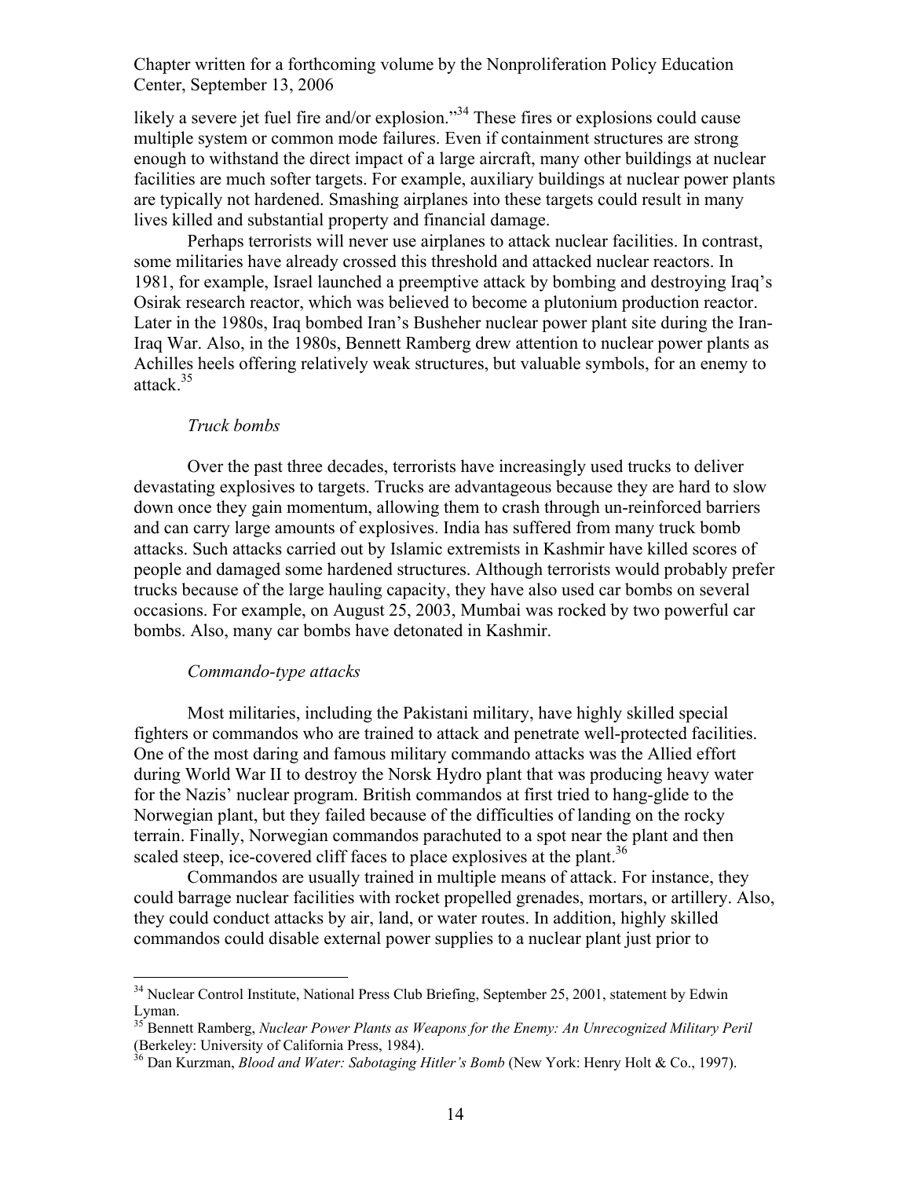likely a severe jet fuel fire and/or explosion."[34] These fires or explosions could cause multiple system or common mode failures. Even if containment structures are strong enough to withstand the direct impact of a large aircraft, many other buildings at nuclear facilities are much softer targets. For example, auxiliary buildings at nuclear power plants are typically not hardened. Smashing airplanes into these targets could result in many lives killed and substantial property and financial damage.

Perhaps terrorists will never use airplanes to attack nuclear facilities. In contrast, some militaries have already crossed this threshold and attacked nuclear reactors. In 1981, for example, Israel launched a preemptive attack by bombing and destroying Iraq's Osirak research reactor, which was believed to become a plutonium production reactor. Later in the 1980s, Iraq bombed Iran's Busheher nuclear power plant site during the Iran-Iraq War. Also, in the 1980s, Bennett Ramberg drew attention to nuclear power plants as Achilles heels offering relatively weak structures, but valuable symbols, for an enemy to attack.[35]

*Truck bombs*

Over the past three decades, terrorists have increasingly used trucks to deliver devastating explosives to targets. Trucks are advantageous because they are hard to slow down once they gain momentum, allowing them to crash through un-reinforced barriers and can carry large amounts of explosives. India has suffered from many truck bomb attacks. Such attacks carried out by Islamic extremists in Kashmir have killed scores of people and damaged some hardened structures. Although terrorists would probably prefer trucks because of the large hauling capacity, they have also used car bombs on several occasions. For example, on August 25, 2003, Mumbai was rocked by two powerful car bombs. Also, many car bombs have detonated in Kashmir.

*Commando-type attacks*

Most militaries, including the Pakistani military, have highly skilled special fighters or commandos who are trained to attack and penetrate well-protected facilities. One of the most daring and famous military commando attacks was the Allied effort during World War II to destroy the Norsk Hydro plant that was producing heavy water for the Nazis' nuclear program. British commandos at first tried to hang-glide to the Norwegian plant, but they failed because of the difficulties of landing on the rocky terrain. Finally, Norwegian commandos parachuted to a spot near the plant and then scaled steep, ice-covered cliff faces to place explosives at the plant.[36]

Commandos are usually trained in multiple means of attack. For instance, they could barrage nuclear facilities with rocket propelled grenades, mortars, or artillery. Also, they could conduct attacks by air, land, or water routes. In addition, highly skilled commandos could disable external power supplies to a nuclear plant just prior to

---

[34] Nuclear Control Institute, National Press Club Briefing, September 25, 2001, statement by Edwin Lyman.

[35] Bennett Ramberg, *Nuclear Power Plants as Weapons for the Enemy: An Unrecognized Military Peril* (Berkeley: University of California Press, 1984).

[36] Dan Kurzman, *Blood and Water: Sabotaging Hitler's Bomb* (New York: Henry Holt & Co., 1997).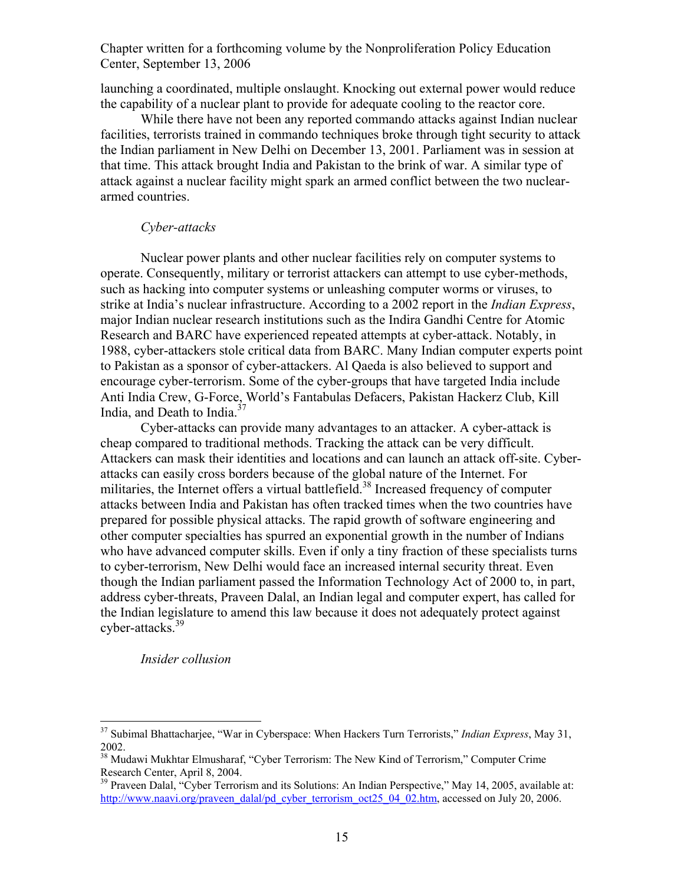launching a coordinated, multiple onslaught. Knocking out external power would reduce the capability of a nuclear plant to provide for adequate cooling to the reactor core.

While there have not been any reported commando attacks against Indian nuclear facilities, terrorists trained in commando techniques broke through tight security to attack the Indian parliament in New Delhi on December 13, 2001. Parliament was in session at that time. This attack brought India and Pakistan to the brink of war. A similar type of attack against a nuclear facility might spark an armed conflict between the two nuclear-armed countries.

*Cyber-attacks*

Nuclear power plants and other nuclear facilities rely on computer systems to operate. Consequently, military or terrorist attackers can attempt to use cyber-methods, such as hacking into computer systems or unleashing computer worms or viruses, to strike at India's nuclear infrastructure. According to a 2002 report in the *Indian Express*, major Indian nuclear research institutions such as the Indira Gandhi Centre for Atomic Research and BARC have experienced repeated attempts at cyber-attack. Notably, in 1988, cyber-attackers stole critical data from BARC. Many Indian computer experts point to Pakistan as a sponsor of cyber-attackers. Al Qaeda is also believed to support and encourage cyber-terrorism. Some of the cyber-groups that have targeted India include Anti India Crew, G-Force, World's Fantabulas Defacers, Pakistan Hackerz Club, Kill India, and Death to India.[37]

Cyber-attacks can provide many advantages to an attacker. A cyber-attack is cheap compared to traditional methods. Tracking the attack can be very difficult. Attackers can mask their identities and locations and can launch an attack off-site. Cyber-attacks can easily cross borders because of the global nature of the Internet. For militaries, the Internet offers a virtual battlefield.[38] Increased frequency of computer attacks between India and Pakistan has often tracked times when the two countries have prepared for possible physical attacks. The rapid growth of software engineering and other computer specialties has spurred an exponential growth in the number of Indians who have advanced computer skills. Even if only a tiny fraction of these specialists turns to cyber-terrorism, New Delhi would face an increased internal security threat. Even though the Indian parliament passed the Information Technology Act of 2000 to, in part, address cyber-threats, Praveen Dalal, an Indian legal and computer expert, has called for the Indian legislature to amend this law because it does not adequately protect against cyber-attacks.[39]

*Insider collusion*

---

[37] Subimal Bhattacharjee, "War in Cyberspace: When Hackers Turn Terrorists," *Indian Express*, May 31, 2002.

[38] Mudawi Mukhtar Elmusharaf, "Cyber Terrorism: The New Kind of Terrorism," Computer Crime Research Center, April 8, 2004.

[39] Praveen Dalal, "Cyber Terrorism and its Solutions: An Indian Perspective," May 14, 2005, available at: http://www.naavi.org/praveen_dalal/pd_cyber_terrorism_oct25_04_02.htm, accessed on July 20, 2006.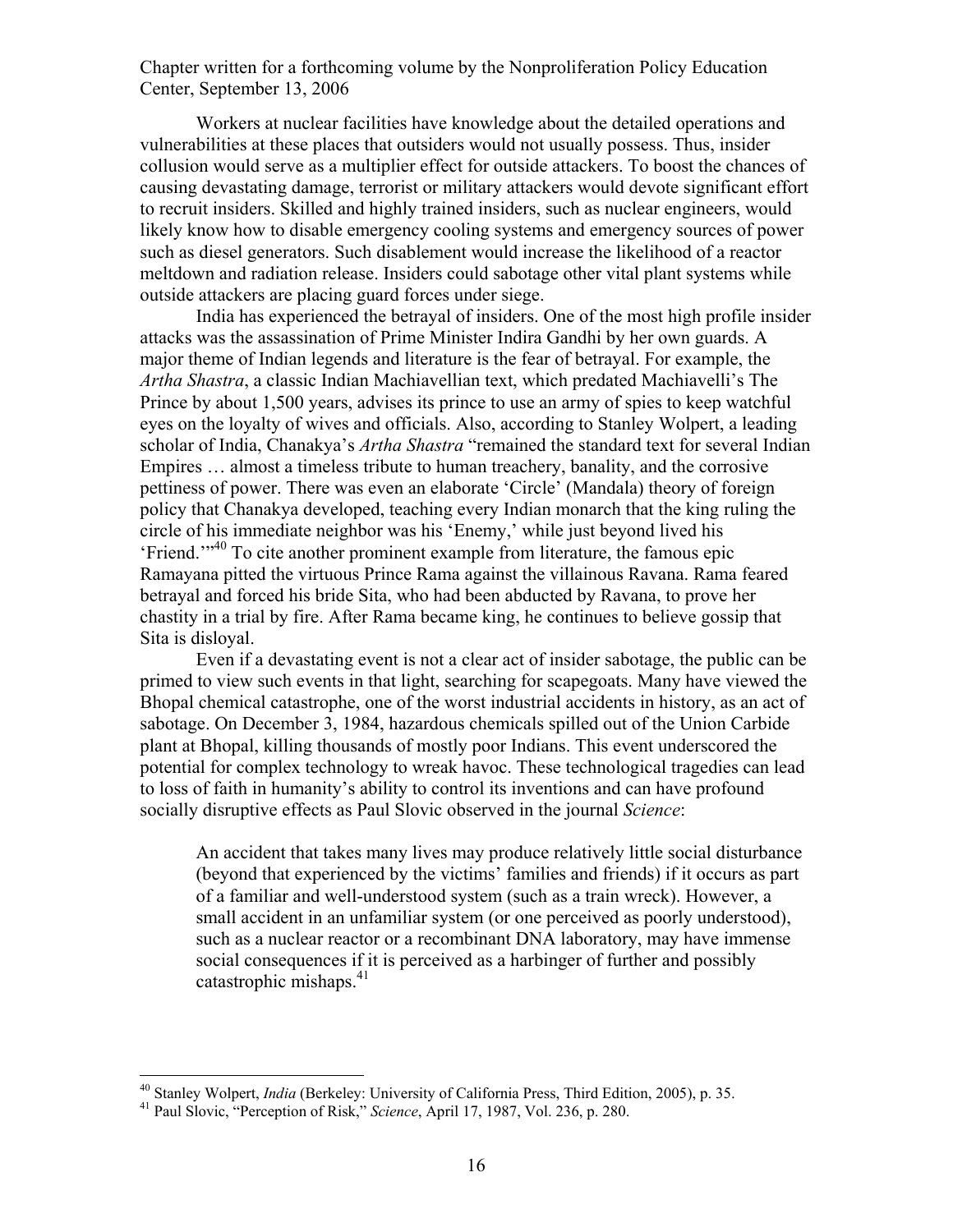Workers at nuclear facilities have knowledge about the detailed operations and vulnerabilities at these places that outsiders would not usually possess. Thus, insider collusion would serve as a multiplier effect for outside attackers. To boost the chances of causing devastating damage, terrorist or military attackers would devote significant effort to recruit insiders. Skilled and highly trained insiders, such as nuclear engineers, would likely know how to disable emergency cooling systems and emergency sources of power such as diesel generators. Such disablement would increase the likelihood of a reactor meltdown and radiation release. Insiders could sabotage other vital plant systems while outside attackers are placing guard forces under siege.

India has experienced the betrayal of insiders. One of the most high profile insider attacks was the assassination of Prime Minister Indira Gandhi by her own guards. A major theme of Indian legends and literature is the fear of betrayal. For example, the *Artha Shastra*, a classic Indian Machiavellian text, which predated Machiavelli's The Prince by about 1,500 years, advises its prince to use an army of spies to keep watchful eyes on the loyalty of wives and officials. Also, according to Stanley Wolpert, a leading scholar of India, Chanakya's *Artha Shastra* "remained the standard text for several Indian Empires … almost a timeless tribute to human treachery, banality, and the corrosive pettiness of power. There was even an elaborate 'Circle' (Mandala) theory of foreign policy that Chanakya developed, teaching every Indian monarch that the king ruling the circle of his immediate neighbor was his 'Enemy,' while just beyond lived his 'Friend.'"[40] To cite another prominent example from literature, the famous epic Ramayana pitted the virtuous Prince Rama against the villainous Ravana. Rama feared betrayal and forced his bride Sita, who had been abducted by Ravana, to prove her chastity in a trial by fire. After Rama became king, he continues to believe gossip that Sita is disloyal.

Even if a devastating event is not a clear act of insider sabotage, the public can be primed to view such events in that light, searching for scapegoats. Many have viewed the Bhopal chemical catastrophe, one of the worst industrial accidents in history, as an act of sabotage. On December 3, 1984, hazardous chemicals spilled out of the Union Carbide plant at Bhopal, killing thousands of mostly poor Indians. This event underscored the potential for complex technology to wreak havoc. These technological tragedies can lead to loss of faith in humanity's ability to control its inventions and can have profound socially disruptive effects as Paul Slovic observed in the journal *Science*:

> An accident that takes many lives may produce relatively little social disturbance (beyond that experienced by the victims' families and friends) if it occurs as part of a familiar and well-understood system (such as a train wreck). However, a small accident in an unfamiliar system (or one perceived as poorly understood), such as a nuclear reactor or a recombinant DNA laboratory, may have immense social consequences if it is perceived as a harbinger of further and possibly catastrophic mishaps.[41]

---

[40] Stanley Wolpert, *India* (Berkeley: University of California Press, Third Edition, 2005), p. 35.

[41] Paul Slovic, "Perception of Risk," *Science*, April 17, 1987, Vol. 236, p. 280.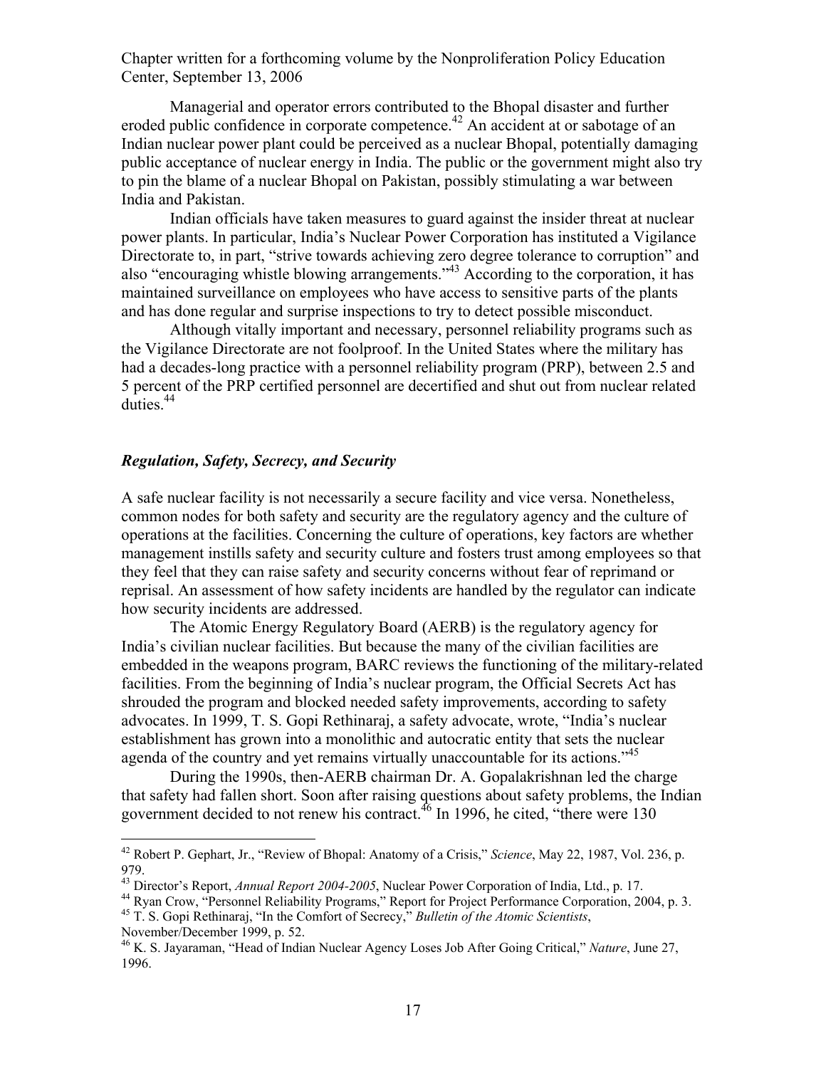Managerial and operator errors contributed to the Bhopal disaster and further eroded public confidence in corporate competence.[42] An accident at or sabotage of an Indian nuclear power plant could be perceived as a nuclear Bhopal, potentially damaging public acceptance of nuclear energy in India. The public or the government might also try to pin the blame of a nuclear Bhopal on Pakistan, possibly stimulating a war between India and Pakistan.

Indian officials have taken measures to guard against the insider threat at nuclear power plants. In particular, India's Nuclear Power Corporation has instituted a Vigilance Directorate to, in part, "strive towards achieving zero degree tolerance to corruption" and also "encouraging whistle blowing arrangements."[43] According to the corporation, it has maintained surveillance on employees who have access to sensitive parts of the plants and has done regular and surprise inspections to try to detect possible misconduct.

Although vitally important and necessary, personnel reliability programs such as the Vigilance Directorate are not foolproof. In the United States where the military has had a decades-long practice with a personnel reliability program (PRP), between 2.5 and 5 percent of the PRP certified personnel are decertified and shut out from nuclear related duties.[44]

### *Regulation, Safety, Secrecy, and Security*

A safe nuclear facility is not necessarily a secure facility and vice versa. Nonetheless, common nodes for both safety and security are the regulatory agency and the culture of operations at the facilities. Concerning the culture of operations, key factors are whether management instills safety and security culture and fosters trust among employees so that they feel that they can raise safety and security concerns without fear of reprimand or reprisal. An assessment of how safety incidents are handled by the regulator can indicate how security incidents are addressed.

The Atomic Energy Regulatory Board (AERB) is the regulatory agency for India's civilian nuclear facilities. But because the many of the civilian facilities are embedded in the weapons program, BARC reviews the functioning of the military-related facilities. From the beginning of India's nuclear program, the Official Secrets Act has shrouded the program and blocked needed safety improvements, according to safety advocates. In 1999, T. S. Gopi Rethinaraj, a safety advocate, wrote, "India's nuclear establishment has grown into a monolithic and autocratic entity that sets the nuclear agenda of the country and yet remains virtually unaccountable for its actions."[45]

During the 1990s, then-AERB chairman Dr. A. Gopalakrishnan led the charge that safety had fallen short. Soon after raising questions about safety problems, the Indian government decided to not renew his contract.[46] In 1996, he cited, "there were 130

---

[42] Robert P. Gephart, Jr., "Review of Bhopal: Anatomy of a Crisis," *Science*, May 22, 1987, Vol. 236, p. 979.

[43] Director's Report, *Annual Report 2004-2005*, Nuclear Power Corporation of India, Ltd., p. 17.

[44] Ryan Crow, "Personnel Reliability Programs," Report for Project Performance Corporation, 2004, p. 3.

[45] T. S. Gopi Rethinaraj, "In the Comfort of Secrecy," *Bulletin of the Atomic Scientists*, November/December 1999, p. 52.

[46] K. S. Jayaraman, "Head of Indian Nuclear Agency Loses Job After Going Critical," *Nature*, June 27, 1996.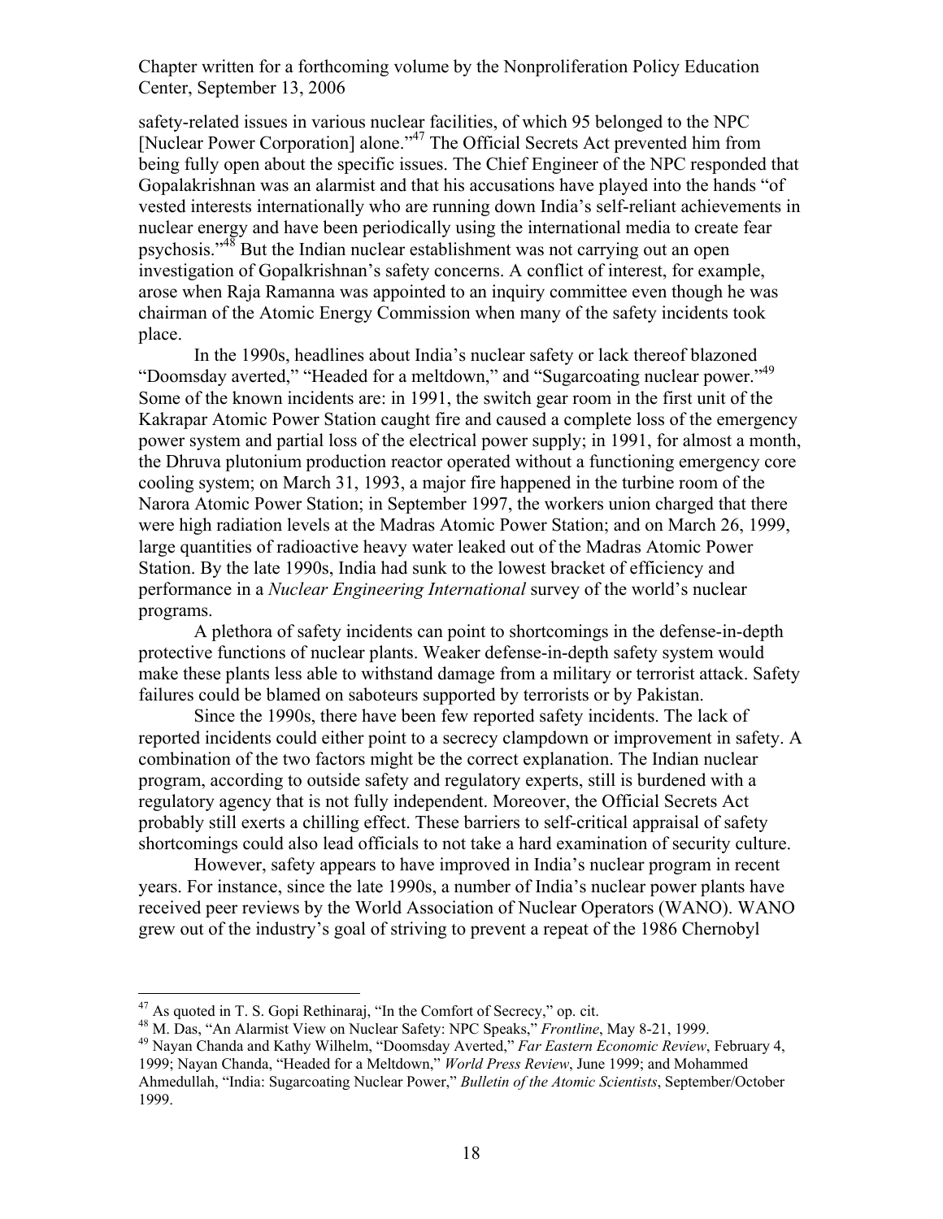safety-related issues in various nuclear facilities, of which 95 belonged to the NPC [Nuclear Power Corporation] alone."[47] The Official Secrets Act prevented him from being fully open about the specific issues. The Chief Engineer of the NPC responded that Gopalakrishnan was an alarmist and that his accusations have played into the hands "of vested interests internationally who are running down India's self-reliant achievements in nuclear energy and have been periodically using the international media to create fear psychosis."[48] But the Indian nuclear establishment was not carrying out an open investigation of Gopalkrishnan's safety concerns. A conflict of interest, for example, arose when Raja Ramanna was appointed to an inquiry committee even though he was chairman of the Atomic Energy Commission when many of the safety incidents took place.

In the 1990s, headlines about India's nuclear safety or lack thereof blazoned "Doomsday averted," "Headed for a meltdown," and "Sugarcoating nuclear power."[49] Some of the known incidents are: in 1991, the switch gear room in the first unit of the Kakrapar Atomic Power Station caught fire and caused a complete loss of the emergency power system and partial loss of the electrical power supply; in 1991, for almost a month, the Dhruva plutonium production reactor operated without a functioning emergency core cooling system; on March 31, 1993, a major fire happened in the turbine room of the Narora Atomic Power Station; in September 1997, the workers union charged that there were high radiation levels at the Madras Atomic Power Station; and on March 26, 1999, large quantities of radioactive heavy water leaked out of the Madras Atomic Power Station. By the late 1990s, India had sunk to the lowest bracket of efficiency and performance in a *Nuclear Engineering International* survey of the world's nuclear programs.

A plethora of safety incidents can point to shortcomings in the defense-in-depth protective functions of nuclear plants. Weaker defense-in-depth safety system would make these plants less able to withstand damage from a military or terrorist attack. Safety failures could be blamed on saboteurs supported by terrorists or by Pakistan.

Since the 1990s, there have been few reported safety incidents. The lack of reported incidents could either point to a secrecy clampdown or improvement in safety. A combination of the two factors might be the correct explanation. The Indian nuclear program, according to outside safety and regulatory experts, still is burdened with a regulatory agency that is not fully independent. Moreover, the Official Secrets Act probably still exerts a chilling effect. These barriers to self-critical appraisal of safety shortcomings could also lead officials to not take a hard examination of security culture.

However, safety appears to have improved in India's nuclear program in recent years. For instance, since the late 1990s, a number of India's nuclear power plants have received peer reviews by the World Association of Nuclear Operators (WANO). WANO grew out of the industry's goal of striving to prevent a repeat of the 1986 Chernobyl

---

[47] As quoted in T. S. Gopi Rethinaraj, "In the Comfort of Secrecy," op. cit.

[48] M. Das, "An Alarmist View on Nuclear Safety: NPC Speaks," *Frontline*, May 8-21, 1999.

[49] Nayan Chanda and Kathy Wilhelm, "Doomsday Averted," *Far Eastern Economic Review*, February 4, 1999; Nayan Chanda, "Headed for a Meltdown," *World Press Review*, June 1999; and Mohammed Ahmedullah, "India: Sugarcoating Nuclear Power," *Bulletin of the Atomic Scientists*, September/October 1999.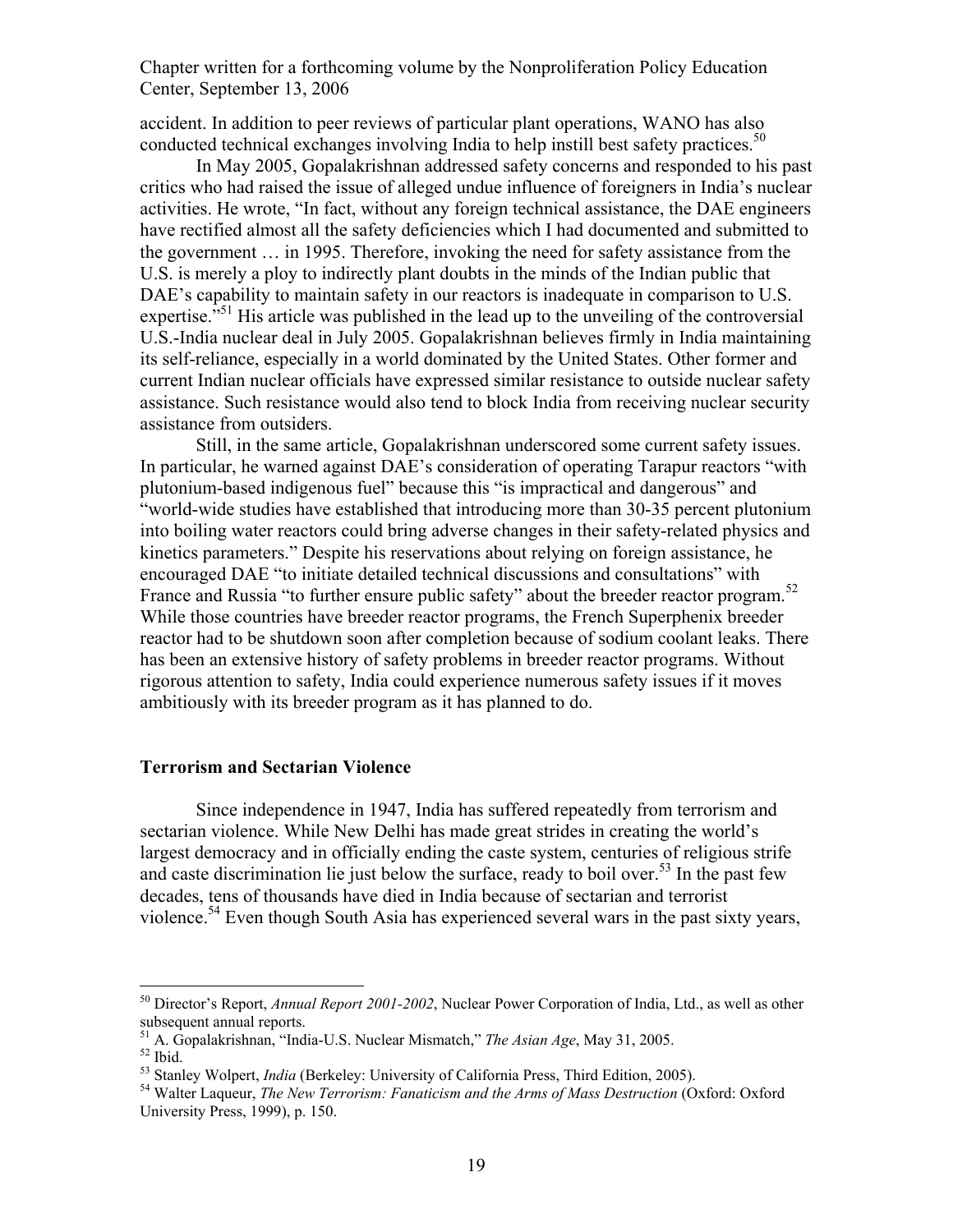accident. In addition to peer reviews of particular plant operations, WANO has also conducted technical exchanges involving India to help instill best safety practices.[50]

In May 2005, Gopalakrishnan addressed safety concerns and responded to his past critics who had raised the issue of alleged undue influence of foreigners in India's nuclear activities. He wrote, "In fact, without any foreign technical assistance, the DAE engineers have rectified almost all the safety deficiencies which I had documented and submitted to the government … in 1995. Therefore, invoking the need for safety assistance from the U.S. is merely a ploy to indirectly plant doubts in the minds of the Indian public that DAE's capability to maintain safety in our reactors is inadequate in comparison to U.S. expertise."[51] His article was published in the lead up to the unveiling of the controversial U.S.-India nuclear deal in July 2005. Gopalakrishnan believes firmly in India maintaining its self-reliance, especially in a world dominated by the United States. Other former and current Indian nuclear officials have expressed similar resistance to outside nuclear safety assistance. Such resistance would also tend to block India from receiving nuclear security assistance from outsiders.

Still, in the same article, Gopalakrishnan underscored some current safety issues. In particular, he warned against DAE's consideration of operating Tarapur reactors "with plutonium-based indigenous fuel" because this "is impractical and dangerous" and "world-wide studies have established that introducing more than 30-35 percent plutonium into boiling water reactors could bring adverse changes in their safety-related physics and kinetics parameters." Despite his reservations about relying on foreign assistance, he encouraged DAE "to initiate detailed technical discussions and consultations" with France and Russia "to further ensure public safety" about the breeder reactor program.[52] While those countries have breeder reactor programs, the French Superphenix breeder reactor had to be shutdown soon after completion because of sodium coolant leaks. There has been an extensive history of safety problems in breeder reactor programs. Without rigorous attention to safety, India could experience numerous safety issues if it moves ambitiously with its breeder program as it has planned to do.

## Terrorism and Sectarian Violence

Since independence in 1947, India has suffered repeatedly from terrorism and sectarian violence. While New Delhi has made great strides in creating the world's largest democracy and in officially ending the caste system, centuries of religious strife and caste discrimination lie just below the surface, ready to boil over.[53] In the past few decades, tens of thousands have died in India because of sectarian and terrorist violence.[54] Even though South Asia has experienced several wars in the past sixty years,

---

[50] Director's Report, *Annual Report 2001-2002*, Nuclear Power Corporation of India, Ltd., as well as other subsequent annual reports.

[51] A. Gopalakrishnan, "India-U.S. Nuclear Mismatch," *The Asian Age*, May 31, 2005.

[52] Ibid.

[53] Stanley Wolpert, *India* (Berkeley: University of California Press, Third Edition, 2005).

[54] Walter Laqueur, *The New Terrorism: Fanaticism and the Arms of Mass Destruction* (Oxford: Oxford University Press, 1999), p. 150.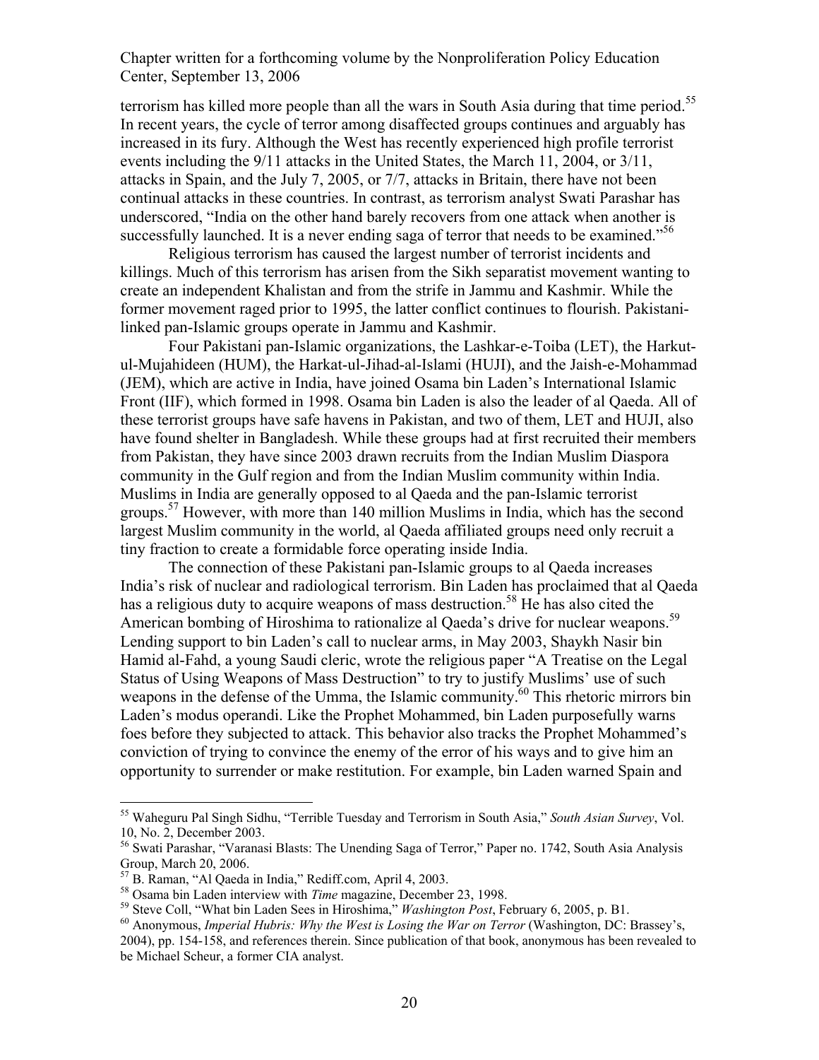terrorism has killed more people than all the wars in South Asia during that time period.[55] In recent years, the cycle of terror among disaffected groups continues and arguably has increased in its fury. Although the West has recently experienced high profile terrorist events including the 9/11 attacks in the United States, the March 11, 2004, or 3/11, attacks in Spain, and the July 7, 2005, or 7/7, attacks in Britain, there have not been continual attacks in these countries. In contrast, as terrorism analyst Swati Parashar has underscored, "India on the other hand barely recovers from one attack when another is successfully launched. It is a never ending saga of terror that needs to be examined."[56]

Religious terrorism has caused the largest number of terrorist incidents and killings. Much of this terrorism has arisen from the Sikh separatist movement wanting to create an independent Khalistan and from the strife in Jammu and Kashmir. While the former movement raged prior to 1995, the latter conflict continues to flourish. Pakistani-linked pan-Islamic groups operate in Jammu and Kashmir.

Four Pakistani pan-Islamic organizations, the Lashkar-e-Toiba (LET), the Harkut-ul-Mujahideen (HUM), the Harkat-ul-Jihad-al-Islami (HUJI), and the Jaish-e-Mohammad (JEM), which are active in India, have joined Osama bin Laden's International Islamic Front (IIF), which formed in 1998. Osama bin Laden is also the leader of al Qaeda. All of these terrorist groups have safe havens in Pakistan, and two of them, LET and HUJI, also have found shelter in Bangladesh. While these groups had at first recruited their members from Pakistan, they have since 2003 drawn recruits from the Indian Muslim Diaspora community in the Gulf region and from the Indian Muslim community within India. Muslims in India are generally opposed to al Qaeda and the pan-Islamic terrorist groups.[57] However, with more than 140 million Muslims in India, which has the second largest Muslim community in the world, al Qaeda affiliated groups need only recruit a tiny fraction to create a formidable force operating inside India.

The connection of these Pakistani pan-Islamic groups to al Qaeda increases India's risk of nuclear and radiological terrorism. Bin Laden has proclaimed that al Qaeda has a religious duty to acquire weapons of mass destruction.[58] He has also cited the American bombing of Hiroshima to rationalize al Qaeda's drive for nuclear weapons.[59] Lending support to bin Laden's call to nuclear arms, in May 2003, Shaykh Nasir bin Hamid al-Fahd, a young Saudi cleric, wrote the religious paper "A Treatise on the Legal Status of Using Weapons of Mass Destruction" to try to justify Muslims' use of such weapons in the defense of the Umma, the Islamic community.[60] This rhetoric mirrors bin Laden's modus operandi. Like the Prophet Mohammed, bin Laden purposefully warns foes before they subjected to attack. This behavior also tracks the Prophet Mohammed's conviction of trying to convince the enemy of the error of his ways and to give him an opportunity to surrender or make restitution. For example, bin Laden warned Spain and

---

[55] Waheguru Pal Singh Sidhu, "Terrible Tuesday and Terrorism in South Asia," *South Asian Survey*, Vol. 10, No. 2, December 2003.

[56] Swati Parashar, "Varanasi Blasts: The Unending Saga of Terror," Paper no. 1742, South Asia Analysis Group, March 20, 2006.

[57] B. Raman, "Al Qaeda in India," Rediff.com, April 4, 2003.

[58] Osama bin Laden interview with *Time* magazine, December 23, 1998.

[59] Steve Coll, "What bin Laden Sees in Hiroshima," *Washington Post*, February 6, 2005, p. B1.

[60] Anonymous, *Imperial Hubris: Why the West is Losing the War on Terror* (Washington, DC: Brassey's, 2004), pp. 154-158, and references therein. Since publication of that book, anonymous has been revealed to be Michael Scheur, a former CIA analyst.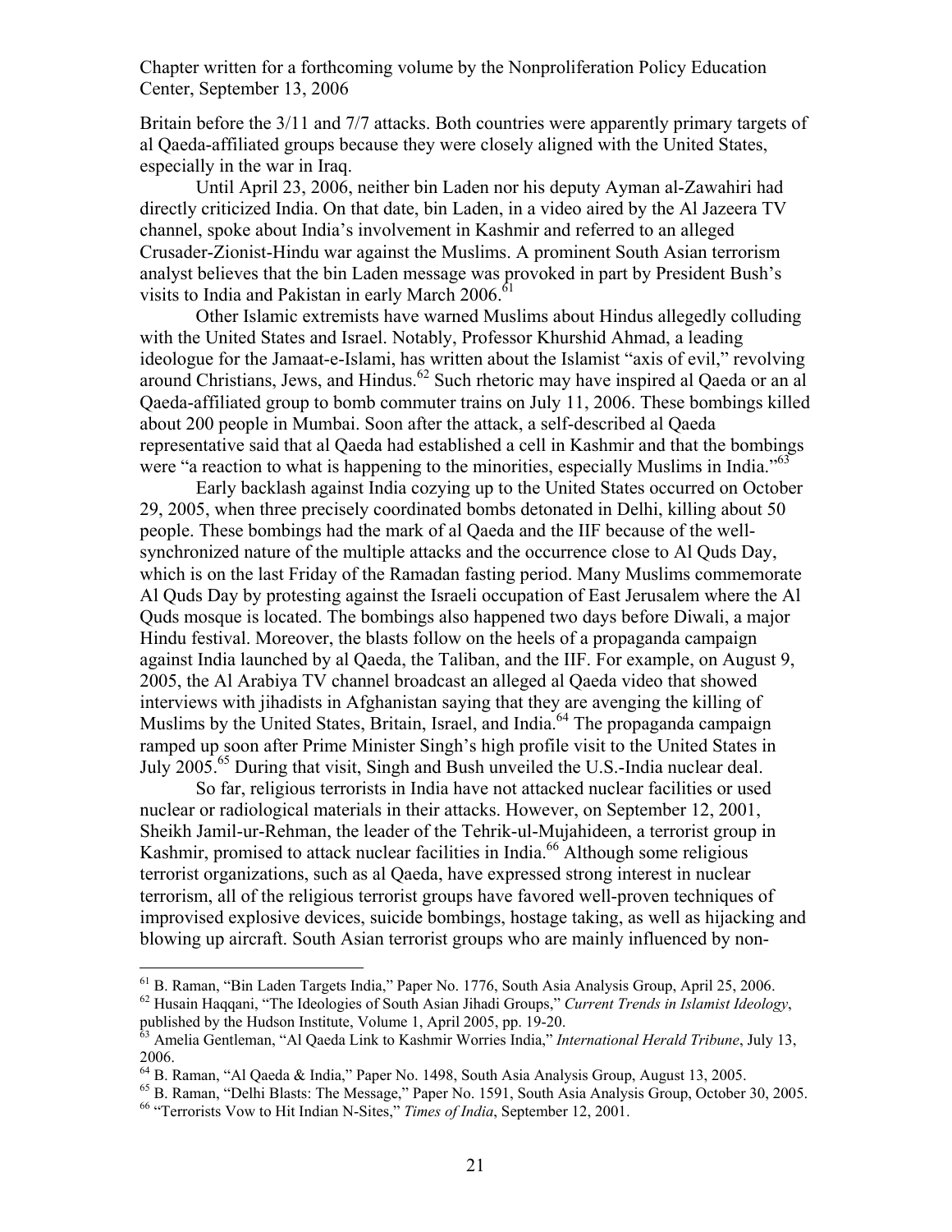Britain before the 3/11 and 7/7 attacks. Both countries were apparently primary targets of al Qaeda-affiliated groups because they were closely aligned with the United States, especially in the war in Iraq.

Until April 23, 2006, neither bin Laden nor his deputy Ayman al-Zawahiri had directly criticized India. On that date, bin Laden, in a video aired by the Al Jazeera TV channel, spoke about India's involvement in Kashmir and referred to an alleged Crusader-Zionist-Hindu war against the Muslims. A prominent South Asian terrorism analyst believes that the bin Laden message was provoked in part by President Bush's visits to India and Pakistan in early March 2006.[61]

Other Islamic extremists have warned Muslims about Hindus allegedly colluding with the United States and Israel. Notably, Professor Khurshid Ahmad, a leading ideologue for the Jamaat-e-Islami, has written about the Islamist "axis of evil," revolving around Christians, Jews, and Hindus.[62] Such rhetoric may have inspired al Qaeda or an al Qaeda-affiliated group to bomb commuter trains on July 11, 2006. These bombings killed about 200 people in Mumbai. Soon after the attack, a self-described al Qaeda representative said that al Qaeda had established a cell in Kashmir and that the bombings were "a reaction to what is happening to the minorities, especially Muslims in India."[63]

Early backlash against India cozying up to the United States occurred on October 29, 2005, when three precisely coordinated bombs detonated in Delhi, killing about 50 people. These bombings had the mark of al Qaeda and the IIF because of the well-synchronized nature of the multiple attacks and the occurrence close to Al Quds Day, which is on the last Friday of the Ramadan fasting period. Many Muslims commemorate Al Quds Day by protesting against the Israeli occupation of East Jerusalem where the Al Quds mosque is located. The bombings also happened two days before Diwali, a major Hindu festival. Moreover, the blasts follow on the heels of a propaganda campaign against India launched by al Qaeda, the Taliban, and the IIF. For example, on August 9, 2005, the Al Arabiya TV channel broadcast an alleged al Qaeda video that showed interviews with jihadists in Afghanistan saying that they are avenging the killing of Muslims by the United States, Britain, Israel, and India.[64] The propaganda campaign ramped up soon after Prime Minister Singh's high profile visit to the United States in July 2005.[65] During that visit, Singh and Bush unveiled the U.S.-India nuclear deal.

So far, religious terrorists in India have not attacked nuclear facilities or used nuclear or radiological materials in their attacks. However, on September 12, 2001, Sheikh Jamil-ur-Rehman, the leader of the Tehrik-ul-Mujahideen, a terrorist group in Kashmir, promised to attack nuclear facilities in India.[66] Although some religious terrorist organizations, such as al Qaeda, have expressed strong interest in nuclear terrorism, all of the religious terrorist groups have favored well-proven techniques of improvised explosive devices, suicide bombings, hostage taking, as well as hijacking and blowing up aircraft. South Asian terrorist groups who are mainly influenced by non-

---

[61] B. Raman, "Bin Laden Targets India," Paper No. 1776, South Asia Analysis Group, April 25, 2006.

[62] Husain Haqqani, "The Ideologies of South Asian Jihadi Groups," *Current Trends in Islamist Ideology*, published by the Hudson Institute, Volume 1, April 2005, pp. 19-20.

[63] Amelia Gentleman, "Al Qaeda Link to Kashmir Worries India," *International Herald Tribune*, July 13, 2006.

[64] B. Raman, "Al Qaeda & India," Paper No. 1498, South Asia Analysis Group, August 13, 2005.

[65] B. Raman, "Delhi Blasts: The Message," Paper No. 1591, South Asia Analysis Group, October 30, 2005.

[66] "Terrorists Vow to Hit Indian N-Sites," *Times of India*, September 12, 2001.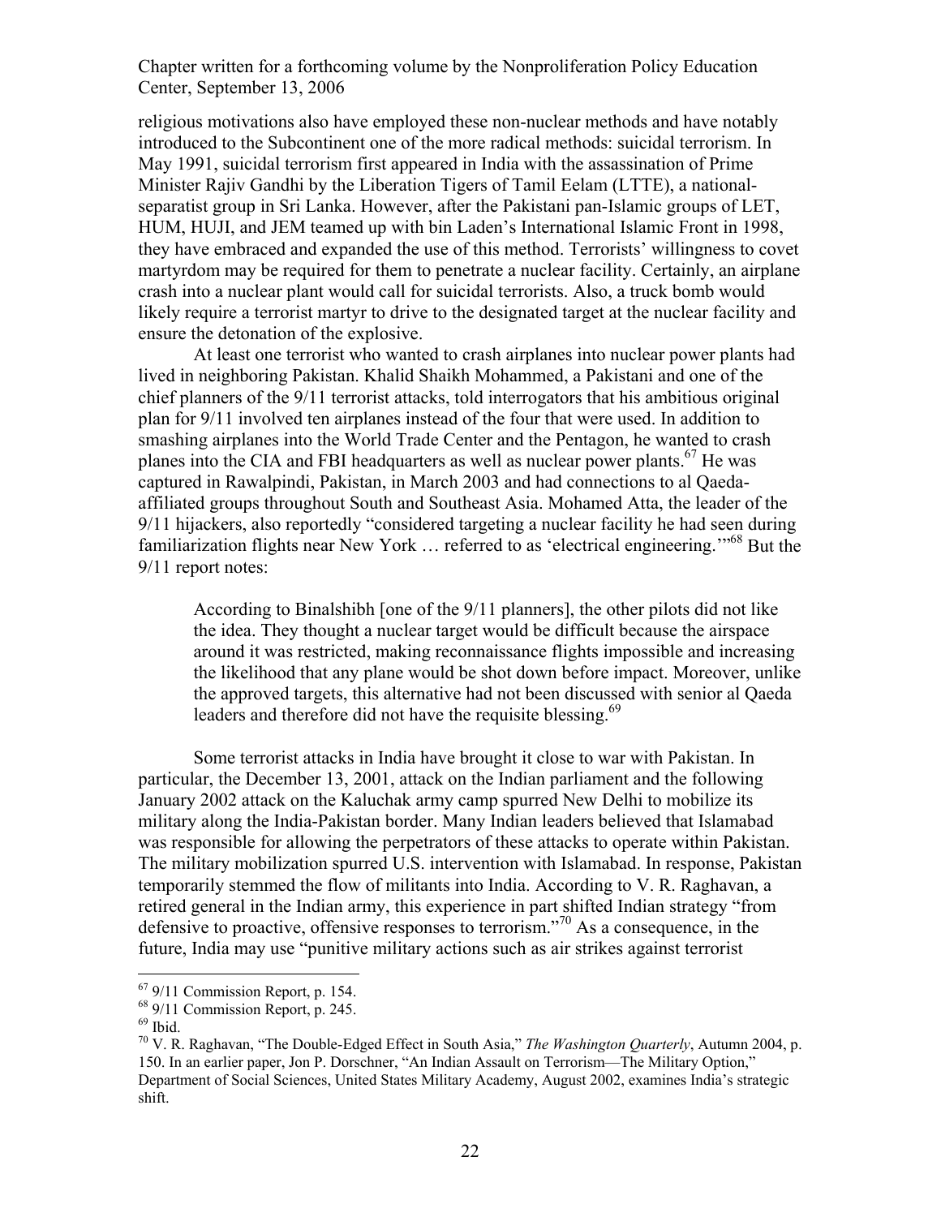religious motivations also have employed these non-nuclear methods and have notably introduced to the Subcontinent one of the more radical methods: suicidal terrorism. In May 1991, suicidal terrorism first appeared in India with the assassination of Prime Minister Rajiv Gandhi by the Liberation Tigers of Tamil Eelam (LTTE), a national-separatist group in Sri Lanka. However, after the Pakistani pan-Islamic groups of LET, HUM, HUJI, and JEM teamed up with bin Laden's International Islamic Front in 1998, they have embraced and expanded the use of this method. Terrorists' willingness to covet martyrdom may be required for them to penetrate a nuclear facility. Certainly, an airplane crash into a nuclear plant would call for suicidal terrorists. Also, a truck bomb would likely require a terrorist martyr to drive to the designated target at the nuclear facility and ensure the detonation of the explosive.

At least one terrorist who wanted to crash airplanes into nuclear power plants had lived in neighboring Pakistan. Khalid Shaikh Mohammed, a Pakistani and one of the chief planners of the 9/11 terrorist attacks, told interrogators that his ambitious original plan for 9/11 involved ten airplanes instead of the four that were used. In addition to smashing airplanes into the World Trade Center and the Pentagon, he wanted to crash planes into the CIA and FBI headquarters as well as nuclear power plants.[67] He was captured in Rawalpindi, Pakistan, in March 2003 and had connections to al Qaeda-affiliated groups throughout South and Southeast Asia. Mohamed Atta, the leader of the 9/11 hijackers, also reportedly "considered targeting a nuclear facility he had seen during familiarization flights near New York … referred to as 'electrical engineering.'"[68] But the 9/11 report notes:

> According to Binalshibh [one of the 9/11 planners], the other pilots did not like the idea. They thought a nuclear target would be difficult because the airspace around it was restricted, making reconnaissance flights impossible and increasing the likelihood that any plane would be shot down before impact. Moreover, unlike the approved targets, this alternative had not been discussed with senior al Qaeda leaders and therefore did not have the requisite blessing.[69]

Some terrorist attacks in India have brought it close to war with Pakistan. In particular, the December 13, 2001, attack on the Indian parliament and the following January 2002 attack on the Kaluchak army camp spurred New Delhi to mobilize its military along the India-Pakistan border. Many Indian leaders believed that Islamabad was responsible for allowing the perpetrators of these attacks to operate within Pakistan. The military mobilization spurred U.S. intervention with Islamabad. In response, Pakistan temporarily stemmed the flow of militants into India. According to V. R. Raghavan, a retired general in the Indian army, this experience in part shifted Indian strategy "from defensive to proactive, offensive responses to terrorism."[70] As a consequence, in the future, India may use "punitive military actions such as air strikes against terrorist

---

[67] 9/11 Commission Report, p. 154.

[68] 9/11 Commission Report, p. 245.

[69] Ibid.

[70] V. R. Raghavan, "The Double-Edged Effect in South Asia," *The Washington Quarterly*, Autumn 2004, p. 150. In an earlier paper, Jon P. Dorschner, "An Indian Assault on Terrorism—The Military Option," Department of Social Sciences, United States Military Academy, August 2002, examines India's strategic shift.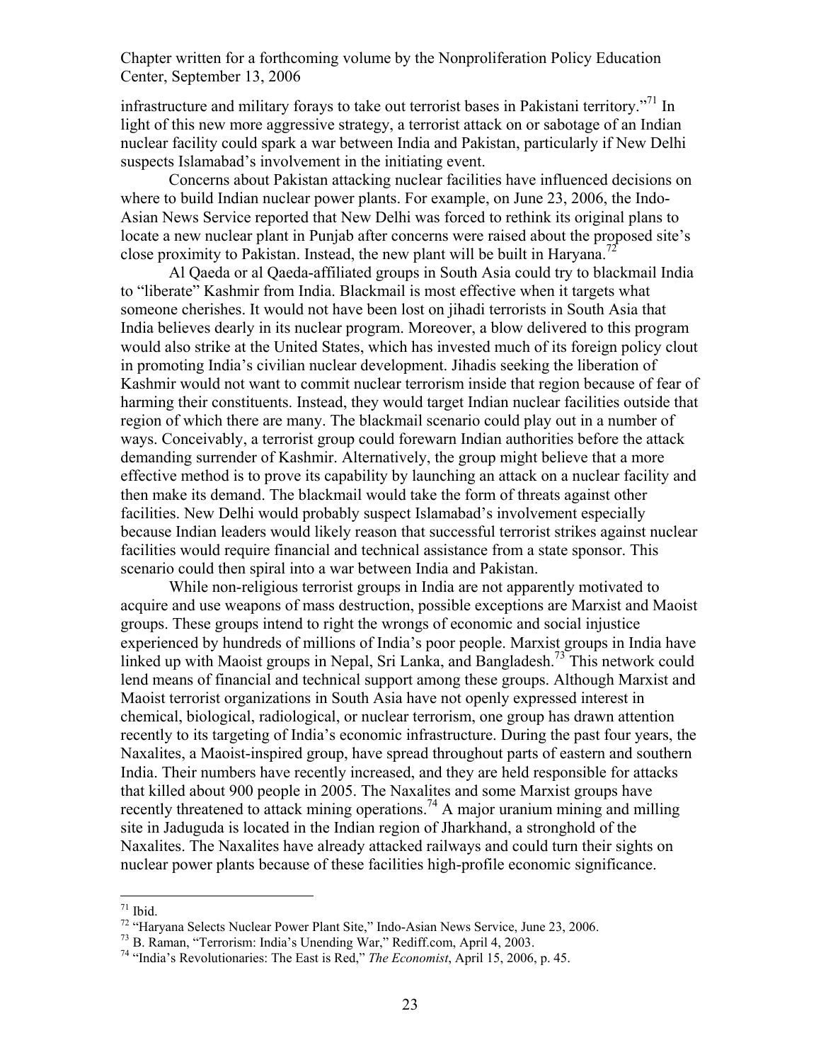infrastructure and military forays to take out terrorist bases in Pakistani territory."[71] In light of this new more aggressive strategy, a terrorist attack on or sabotage of an Indian nuclear facility could spark a war between India and Pakistan, particularly if New Delhi suspects Islamabad's involvement in the initiating event.

Concerns about Pakistan attacking nuclear facilities have influenced decisions on where to build Indian nuclear power plants. For example, on June 23, 2006, the Indo-Asian News Service reported that New Delhi was forced to rethink its original plans to locate a new nuclear plant in Punjab after concerns were raised about the proposed site's close proximity to Pakistan. Instead, the new plant will be built in Haryana.[72]

Al Qaeda or al Qaeda-affiliated groups in South Asia could try to blackmail India to "liberate" Kashmir from India. Blackmail is most effective when it targets what someone cherishes. It would not have been lost on jihadi terrorists in South Asia that India believes dearly in its nuclear program. Moreover, a blow delivered to this program would also strike at the United States, which has invested much of its foreign policy clout in promoting India's civilian nuclear development. Jihadis seeking the liberation of Kashmir would not want to commit nuclear terrorism inside that region because of fear of harming their constituents. Instead, they would target Indian nuclear facilities outside that region of which there are many. The blackmail scenario could play out in a number of ways. Conceivably, a terrorist group could forewarn Indian authorities before the attack demanding surrender of Kashmir. Alternatively, the group might believe that a more effective method is to prove its capability by launching an attack on a nuclear facility and then make its demand. The blackmail would take the form of threats against other facilities. New Delhi would probably suspect Islamabad's involvement especially because Indian leaders would likely reason that successful terrorist strikes against nuclear facilities would require financial and technical assistance from a state sponsor. This scenario could then spiral into a war between India and Pakistan.

While non-religious terrorist groups in India are not apparently motivated to acquire and use weapons of mass destruction, possible exceptions are Marxist and Maoist groups. These groups intend to right the wrongs of economic and social injustice experienced by hundreds of millions of India's poor people. Marxist groups in India have linked up with Maoist groups in Nepal, Sri Lanka, and Bangladesh.[73] This network could lend means of financial and technical support among these groups. Although Marxist and Maoist terrorist organizations in South Asia have not openly expressed interest in chemical, biological, radiological, or nuclear terrorism, one group has drawn attention recently to its targeting of India's economic infrastructure. During the past four years, the Naxalites, a Maoist-inspired group, have spread throughout parts of eastern and southern India. Their numbers have recently increased, and they are held responsible for attacks that killed about 900 people in 2005. The Naxalites and some Marxist groups have recently threatened to attack mining operations.[74] A major uranium mining and milling site in Jaduguda is located in the Indian region of Jharkhand, a stronghold of the Naxalites. The Naxalites have already attacked railways and could turn their sights on nuclear power plants because of these facilities high-profile economic significance.

---

[71] Ibid.

[72] "Haryana Selects Nuclear Power Plant Site," Indo-Asian News Service, June 23, 2006.

[73] B. Raman, "Terrorism: India's Unending War," Rediff.com, April 4, 2003.

[74] "India's Revolutionaries: The East is Red," *The Economist*, April 15, 2006, p. 45.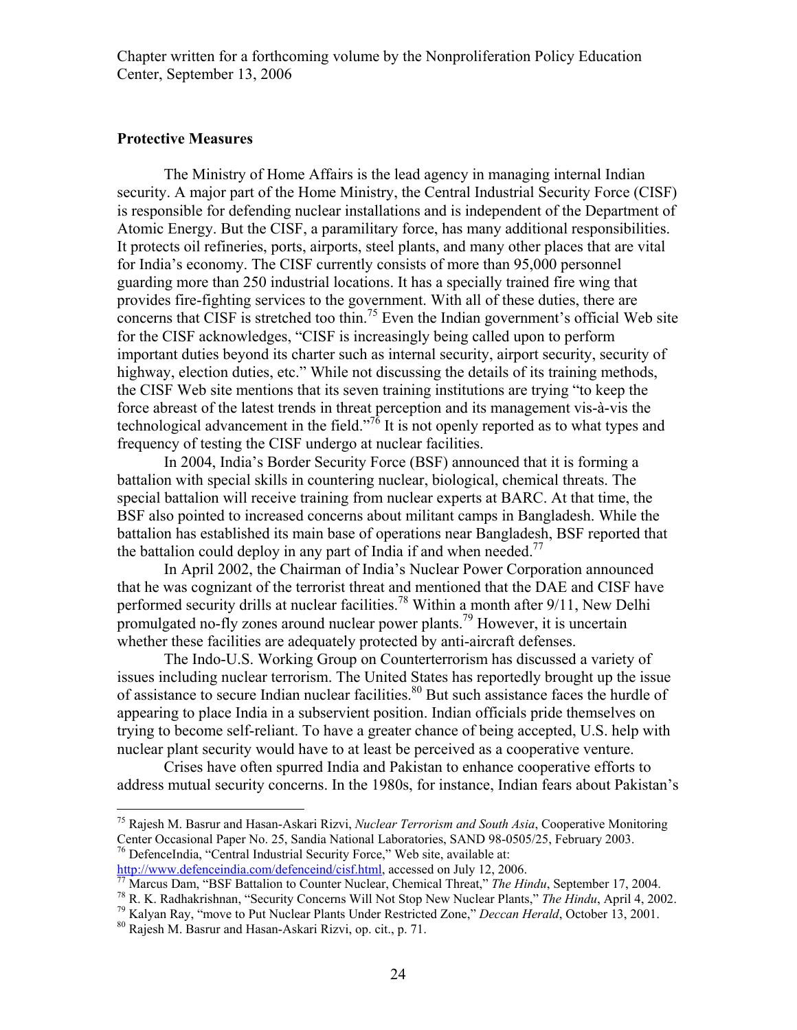## Protective Measures

The Ministry of Home Affairs is the lead agency in managing internal Indian security. A major part of the Home Ministry, the Central Industrial Security Force (CISF) is responsible for defending nuclear installations and is independent of the Department of Atomic Energy. But the CISF, a paramilitary force, has many additional responsibilities. It protects oil refineries, ports, airports, steel plants, and many other places that are vital for India's economy. The CISF currently consists of more than 95,000 personnel guarding more than 250 industrial locations. It has a specially trained fire wing that provides fire-fighting services to the government. With all of these duties, there are concerns that CISF is stretched too thin.[75] Even the Indian government's official Web site for the CISF acknowledges, "CISF is increasingly being called upon to perform important duties beyond its charter such as internal security, airport security, security of highway, election duties, etc." While not discussing the details of its training methods, the CISF Web site mentions that its seven training institutions are trying "to keep the force abreast of the latest trends in threat perception and its management vis-à-vis the technological advancement in the field."[76] It is not openly reported as to what types and frequency of testing the CISF undergo at nuclear facilities.

In 2004, India's Border Security Force (BSF) announced that it is forming a battalion with special skills in countering nuclear, biological, chemical threats. The special battalion will receive training from nuclear experts at BARC. At that time, the BSF also pointed to increased concerns about militant camps in Bangladesh. While the battalion has established its main base of operations near Bangladesh, BSF reported that the battalion could deploy in any part of India if and when needed.[77]

In April 2002, the Chairman of India's Nuclear Power Corporation announced that he was cognizant of the terrorist threat and mentioned that the DAE and CISF have performed security drills at nuclear facilities.[78] Within a month after 9/11, New Delhi promulgated no-fly zones around nuclear power plants.[79] However, it is uncertain whether these facilities are adequately protected by anti-aircraft defenses.

The Indo-U.S. Working Group on Counterterrorism has discussed a variety of issues including nuclear terrorism. The United States has reportedly brought up the issue of assistance to secure Indian nuclear facilities.[80] But such assistance faces the hurdle of appearing to place India in a subservient position. Indian officials pride themselves on trying to become self-reliant. To have a greater chance of being accepted, U.S. help with nuclear plant security would have to at least be perceived as a cooperative venture.

Crises have often spurred India and Pakistan to enhance cooperative efforts to address mutual security concerns. In the 1980s, for instance, Indian fears about Pakistan's

---

[75] Rajesh M. Basrur and Hasan-Askari Rizvi, *Nuclear Terrorism and South Asia*, Cooperative Monitoring Center Occasional Paper No. 25, Sandia National Laboratories, SAND 98-0505/25, February 2003.

[76] DefenceIndia, "Central Industrial Security Force," Web site, available at: http://www.defenceindia.com/defenceind/cisf.html, accessed on July 12, 2006.

[77] Marcus Dam, "BSF Battalion to Counter Nuclear, Chemical Threat," *The Hindu*, September 17, 2004.

[78] R. K. Radhakrishnan, "Security Concerns Will Not Stop New Nuclear Plants," *The Hindu*, April 4, 2002.

[79] Kalyan Ray, "move to Put Nuclear Plants Under Restricted Zone," *Deccan Herald*, October 13, 2001.

[80] Rajesh M. Basrur and Hasan-Askari Rizvi, op. cit., p. 71.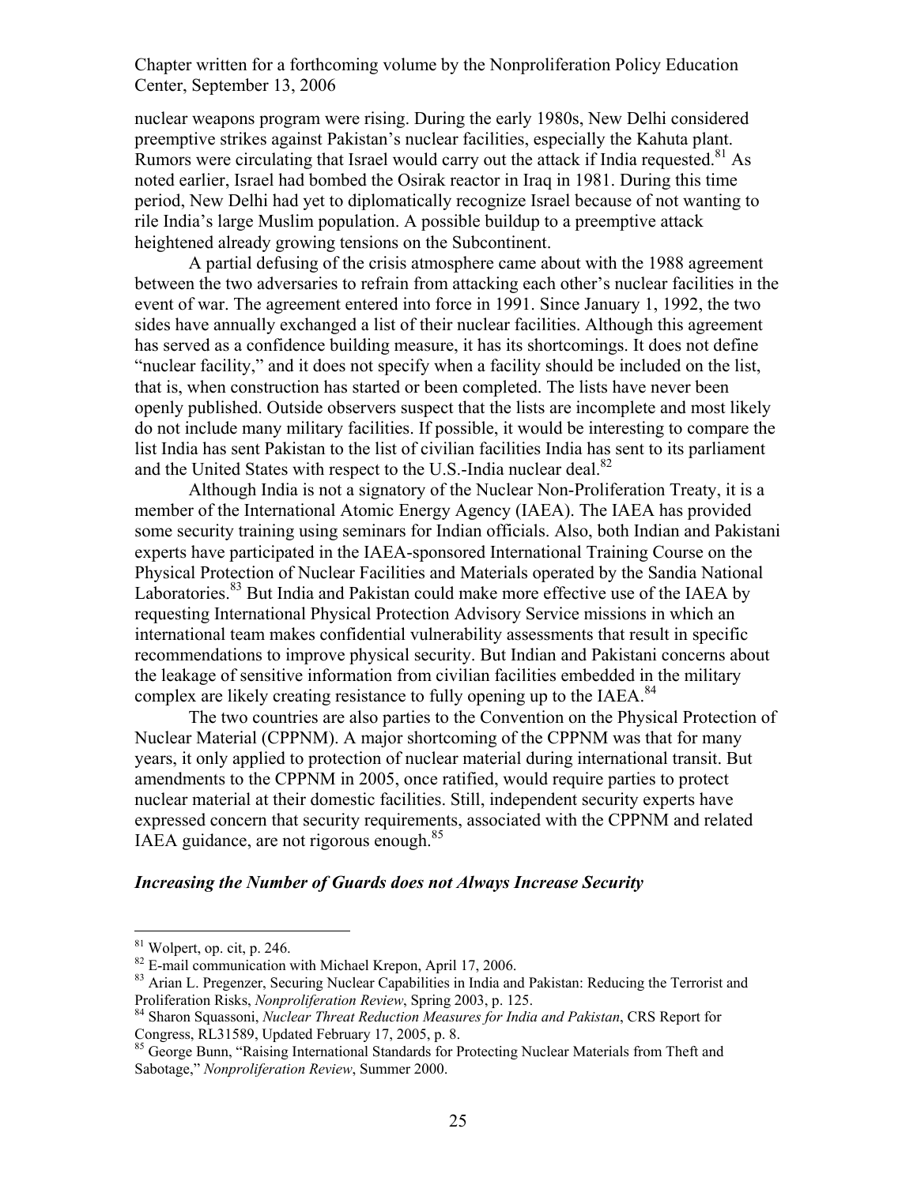nuclear weapons program were rising. During the early 1980s, New Delhi considered preemptive strikes against Pakistan's nuclear facilities, especially the Kahuta plant. Rumors were circulating that Israel would carry out the attack if India requested.[81] As noted earlier, Israel had bombed the Osirak reactor in Iraq in 1981. During this time period, New Delhi had yet to diplomatically recognize Israel because of not wanting to rile India's large Muslim population. A possible buildup to a preemptive attack heightened already growing tensions on the Subcontinent.

A partial defusing of the crisis atmosphere came about with the 1988 agreement between the two adversaries to refrain from attacking each other's nuclear facilities in the event of war. The agreement entered into force in 1991. Since January 1, 1992, the two sides have annually exchanged a list of their nuclear facilities. Although this agreement has served as a confidence building measure, it has its shortcomings. It does not define "nuclear facility," and it does not specify when a facility should be included on the list, that is, when construction has started or been completed. The lists have never been openly published. Outside observers suspect that the lists are incomplete and most likely do not include many military facilities. If possible, it would be interesting to compare the list India has sent Pakistan to the list of civilian facilities India has sent to its parliament and the United States with respect to the U.S.-India nuclear deal.[82]

Although India is not a signatory of the Nuclear Non-Proliferation Treaty, it is a member of the International Atomic Energy Agency (IAEA). The IAEA has provided some security training using seminars for Indian officials. Also, both Indian and Pakistani experts have participated in the IAEA-sponsored International Training Course on the Physical Protection of Nuclear Facilities and Materials operated by the Sandia National Laboratories.[83] But India and Pakistan could make more effective use of the IAEA by requesting International Physical Protection Advisory Service missions in which an international team makes confidential vulnerability assessments that result in specific recommendations to improve physical security. But Indian and Pakistani concerns about the leakage of sensitive information from civilian facilities embedded in the military complex are likely creating resistance to fully opening up to the IAEA.[84]

The two countries are also parties to the Convention on the Physical Protection of Nuclear Material (CPPNM). A major shortcoming of the CPPNM was that for many years, it only applied to protection of nuclear material during international transit. But amendments to the CPPNM in 2005, once ratified, would require parties to protect nuclear material at their domestic facilities. Still, independent security experts have expressed concern that security requirements, associated with the CPPNM and related IAEA guidance, are not rigorous enough.[85]

***Increasing the Number of Guards does not Always Increase Security***

---

[81] Wolpert, op. cit, p. 246.

[82] E-mail communication with Michael Krepon, April 17, 2006.

[83] Arian L. Pregenzer, Securing Nuclear Capabilities in India and Pakistan: Reducing the Terrorist and Proliferation Risks, *Nonproliferation Review*, Spring 2003, p. 125.

[84] Sharon Squassoni, *Nuclear Threat Reduction Measures for India and Pakistan*, CRS Report for Congress, RL31589, Updated February 17, 2005, p. 8.

[85] George Bunn, "Raising International Standards for Protecting Nuclear Materials from Theft and Sabotage," *Nonproliferation Review*, Summer 2000.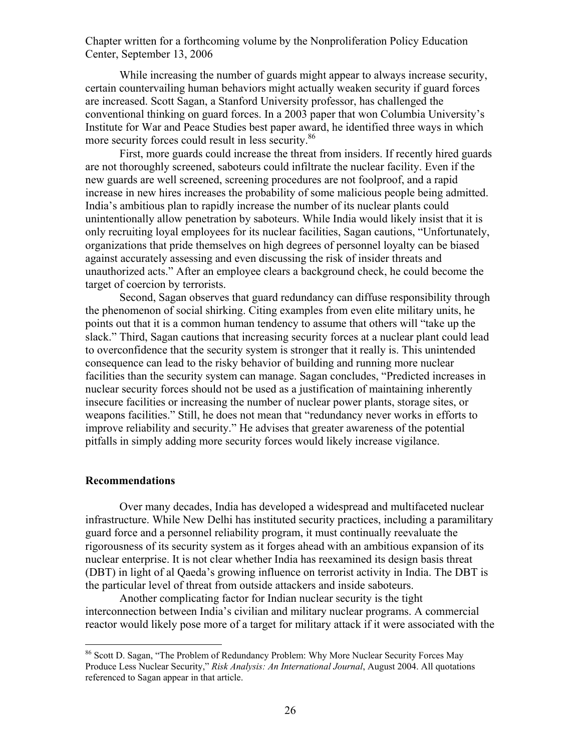While increasing the number of guards might appear to always increase security, certain countervailing human behaviors might actually weaken security if guard forces are increased. Scott Sagan, a Stanford University professor, has challenged the conventional thinking on guard forces. In a 2003 paper that won Columbia University's Institute for War and Peace Studies best paper award, he identified three ways in which more security forces could result in less security.[86]

First, more guards could increase the threat from insiders. If recently hired guards are not thoroughly screened, saboteurs could infiltrate the nuclear facility. Even if the new guards are well screened, screening procedures are not foolproof, and a rapid increase in new hires increases the probability of some malicious people being admitted. India's ambitious plan to rapidly increase the number of its nuclear plants could unintentionally allow penetration by saboteurs. While India would likely insist that it is only recruiting loyal employees for its nuclear facilities, Sagan cautions, "Unfortunately, organizations that pride themselves on high degrees of personnel loyalty can be biased against accurately assessing and even discussing the risk of insider threats and unauthorized acts." After an employee clears a background check, he could become the target of coercion by terrorists.

Second, Sagan observes that guard redundancy can diffuse responsibility through the phenomenon of social shirking. Citing examples from even elite military units, he points out that it is a common human tendency to assume that others will "take up the slack." Third, Sagan cautions that increasing security forces at a nuclear plant could lead to overconfidence that the security system is stronger that it really is. This unintended consequence can lead to the risky behavior of building and running more nuclear facilities than the security system can manage. Sagan concludes, "Predicted increases in nuclear security forces should not be used as a justification of maintaining inherently insecure facilities or increasing the number of nuclear power plants, storage sites, or weapons facilities." Still, he does not mean that "redundancy never works in efforts to improve reliability and security." He advises that greater awareness of the potential pitfalls in simply adding more security forces would likely increase vigilance.

## Recommendations

Over many decades, India has developed a widespread and multifaceted nuclear infrastructure. While New Delhi has instituted security practices, including a paramilitary guard force and a personnel reliability program, it must continually reevaluate the rigorousness of its security system as it forges ahead with an ambitious expansion of its nuclear enterprise. It is not clear whether India has reexamined its design basis threat (DBT) in light of al Qaeda's growing influence on terrorist activity in India. The DBT is the particular level of threat from outside attackers and inside saboteurs.

Another complicating factor for Indian nuclear security is the tight interconnection between India's civilian and military nuclear programs. A commercial reactor would likely pose more of a target for military attack if it were associated with the

---

[86] Scott D. Sagan, "The Problem of Redundancy Problem: Why More Nuclear Security Forces May Produce Less Nuclear Security," *Risk Analysis: An International Journal*, August 2004. All quotations referenced to Sagan appear in that article.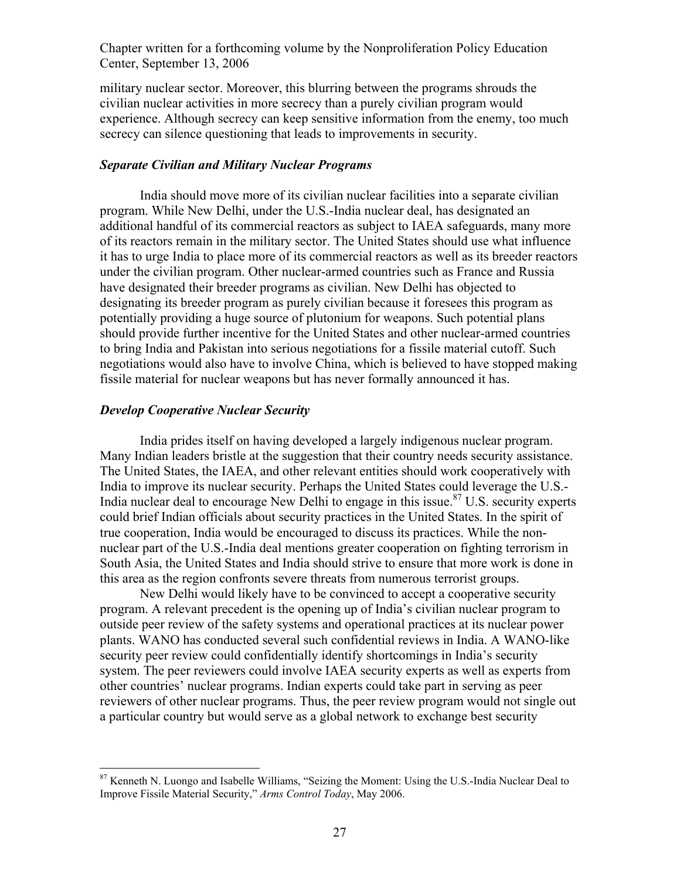military nuclear sector. Moreover, this blurring between the programs shrouds the civilian nuclear activities in more secrecy than a purely civilian program would experience. Although secrecy can keep sensitive information from the enemy, too much secrecy can silence questioning that leads to improvements in security.

### *Separate Civilian and Military Nuclear Programs*

India should move more of its civilian nuclear facilities into a separate civilian program. While New Delhi, under the U.S.-India nuclear deal, has designated an additional handful of its commercial reactors as subject to IAEA safeguards, many more of its reactors remain in the military sector. The United States should use what influence it has to urge India to place more of its commercial reactors as well as its breeder reactors under the civilian program. Other nuclear-armed countries such as France and Russia have designated their breeder programs as civilian. New Delhi has objected to designating its breeder program as purely civilian because it foresees this program as potentially providing a huge source of plutonium for weapons. Such potential plans should provide further incentive for the United States and other nuclear-armed countries to bring India and Pakistan into serious negotiations for a fissile material cutoff. Such negotiations would also have to involve China, which is believed to have stopped making fissile material for nuclear weapons but has never formally announced it has.

### *Develop Cooperative Nuclear Security*

India prides itself on having developed a largely indigenous nuclear program. Many Indian leaders bristle at the suggestion that their country needs security assistance. The United States, the IAEA, and other relevant entities should work cooperatively with India to improve its nuclear security. Perhaps the United States could leverage the U.S.-India nuclear deal to encourage New Delhi to engage in this issue.[87] U.S. security experts could brief Indian officials about security practices in the United States. In the spirit of true cooperation, India would be encouraged to discuss its practices. While the non-nuclear part of the U.S.-India deal mentions greater cooperation on fighting terrorism in South Asia, the United States and India should strive to ensure that more work is done in this area as the region confronts severe threats from numerous terrorist groups.

New Delhi would likely have to be convinced to accept a cooperative security program. A relevant precedent is the opening up of India's civilian nuclear program to outside peer review of the safety systems and operational practices at its nuclear power plants. WANO has conducted several such confidential reviews in India. A WANO-like security peer review could confidentially identify shortcomings in India's security system. The peer reviewers could involve IAEA security experts as well as experts from other countries' nuclear programs. Indian experts could take part in serving as peer reviewers of other nuclear programs. Thus, the peer review program would not single out a particular country but would serve as a global network to exchange best security

---

[87] Kenneth N. Luongo and Isabelle Williams, "Seizing the Moment: Using the U.S.-India Nuclear Deal to Improve Fissile Material Security," *Arms Control Today*, May 2006.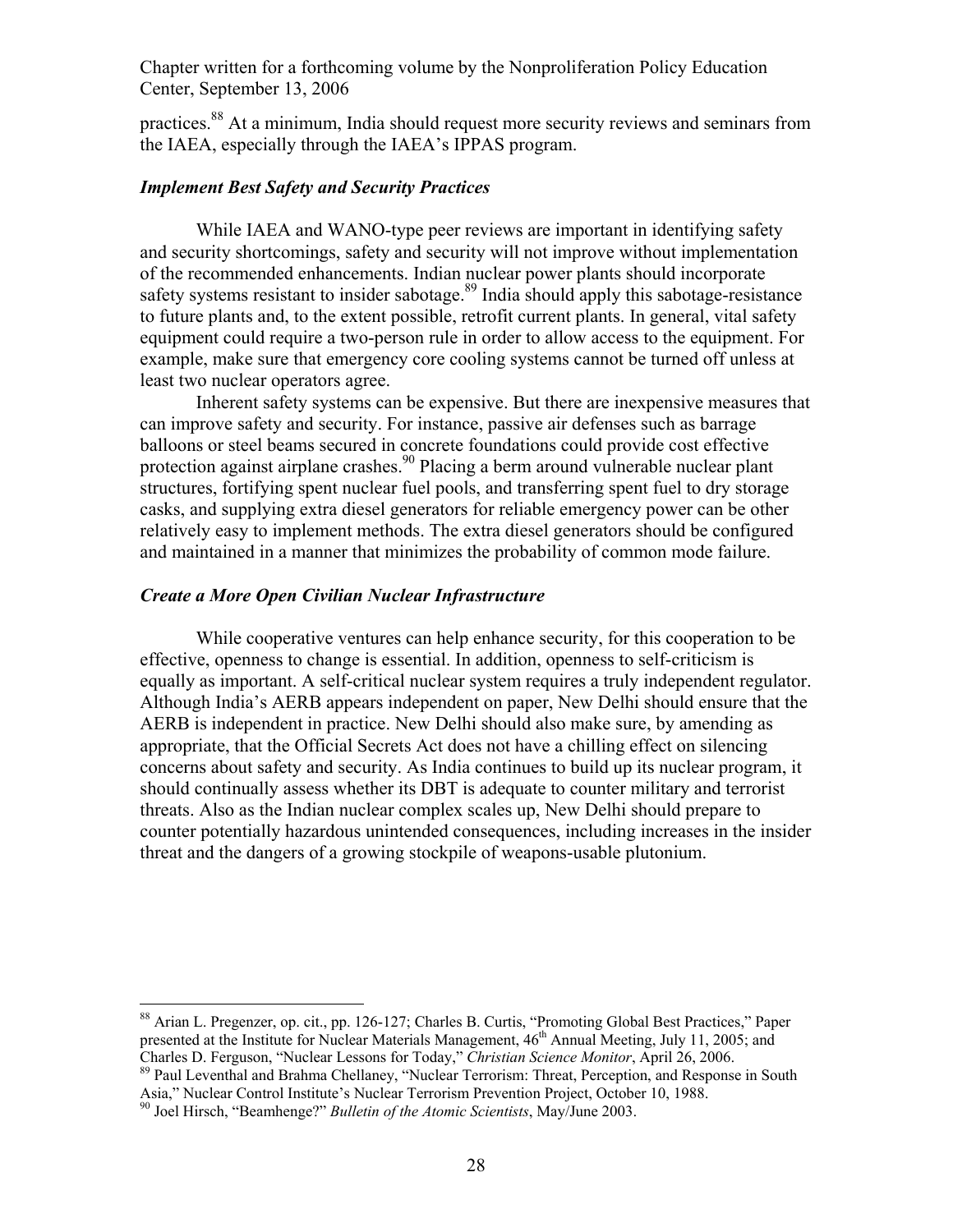practices.[88] At a minimum, India should request more security reviews and seminars from the IAEA, especially through the IAEA's IPPAS program.

### *Implement Best Safety and Security Practices*

While IAEA and WANO-type peer reviews are important in identifying safety and security shortcomings, safety and security will not improve without implementation of the recommended enhancements. Indian nuclear power plants should incorporate safety systems resistant to insider sabotage.[89] India should apply this sabotage-resistance to future plants and, to the extent possible, retrofit current plants. In general, vital safety equipment could require a two-person rule in order to allow access to the equipment. For example, make sure that emergency core cooling systems cannot be turned off unless at least two nuclear operators agree.

Inherent safety systems can be expensive. But there are inexpensive measures that can improve safety and security. For instance, passive air defenses such as barrage balloons or steel beams secured in concrete foundations could provide cost effective protection against airplane crashes.[90] Placing a berm around vulnerable nuclear plant structures, fortifying spent nuclear fuel pools, and transferring spent fuel to dry storage casks, and supplying extra diesel generators for reliable emergency power can be other relatively easy to implement methods. The extra diesel generators should be configured and maintained in a manner that minimizes the probability of common mode failure.

### *Create a More Open Civilian Nuclear Infrastructure*

While cooperative ventures can help enhance security, for this cooperation to be effective, openness to change is essential. In addition, openness to self-criticism is equally as important. A self-critical nuclear system requires a truly independent regulator. Although India's AERB appears independent on paper, New Delhi should ensure that the AERB is independent in practice. New Delhi should also make sure, by amending as appropriate, that the Official Secrets Act does not have a chilling effect on silencing concerns about safety and security. As India continues to build up its nuclear program, it should continually assess whether its DBT is adequate to counter military and terrorist threats. Also as the Indian nuclear complex scales up, New Delhi should prepare to counter potentially hazardous unintended consequences, including increases in the insider threat and the dangers of a growing stockpile of weapons-usable plutonium.

---

[88] Arian L. Pregenzer, op. cit., pp. 126-127; Charles B. Curtis, "Promoting Global Best Practices," Paper presented at the Institute for Nuclear Materials Management, 46th Annual Meeting, July 11, 2005; and Charles D. Ferguson, "Nuclear Lessons for Today," *Christian Science Monitor*, April 26, 2006.

[89] Paul Leventhal and Brahma Chellaney, "Nuclear Terrorism: Threat, Perception, and Response in South Asia," Nuclear Control Institute's Nuclear Terrorism Prevention Project, October 10, 1988.

[90] Joel Hirsch, "Beamhenge?" *Bulletin of the Atomic Scientists*, May/June 2003.